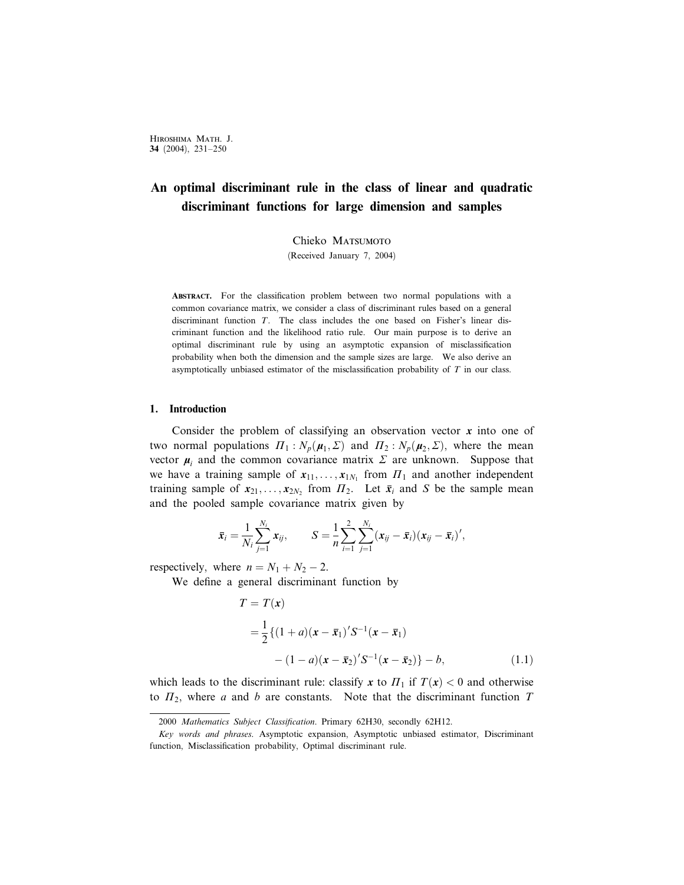# An optimal discriminant rule in the class of linear and quadratic discriminant functions for large dimension and samples

Chieko Matsumoto

(Received January 7, 2004)

**Abstract.** For the classification problem between two normal populations with a common covariance matrix, we consider a class of discriminant rules based on a general discriminant function $T$. The class includes the one based on Fisher's linear discriminant function and the likelihood ratio rule. Our main purpose is to derive an optimal discriminant rule by using an asymptotic expansion of misclassification probability when both the dimension and the sample sizes are large. We also derive an asymptotically unbiased estimator of the misclassification probability of $T$ in our class.

## 1. Introduction

Consider the problem of classifying an observation vector $\boldsymbol{x}$ into one of two normal populations $\Pi_1 : N_p(\boldsymbol{\mu}_1, \Sigma)$ and $\Pi_2 : N_p(\boldsymbol{\mu}_2, \Sigma)$, where the mean vector $\boldsymbol{\mu}_i$ and the common covariance matrix $\Sigma$ are unknown. Suppose that we have a training sample of $\boldsymbol{x}_{11}, \ldots, \boldsymbol{x}_{1N_1}$ from $\Pi_1$ and another independent training sample of $\boldsymbol{x}_{21}, \ldots, \boldsymbol{x}_{2N_2}$ from $\Pi_2$. Let $\bar{\boldsymbol{x}}_i$ and $S$ be the sample mean and the pooled sample covariance matrix given by

$$\bar{\boldsymbol{x}}_i = \frac{1}{N_i}\sum_{j=1}^{N_i} \boldsymbol{x}_{ij}, \qquad S = \frac{1}{n}\sum_{i=1}^{2}\sum_{j=1}^{N_i}(\boldsymbol{x}_{ij} - \bar{\boldsymbol{x}}_i)(\boldsymbol{x}_{ij} - \bar{\boldsymbol{x}}_i)',$$

respectively, where $n = N_1 + N_2 - 2$.

We define a general discriminant function by

$$\begin{aligned}
T &= T(\boldsymbol{x}) \\
&= \frac{1}{2}\{(1+a)(\boldsymbol{x} - \bar{\boldsymbol{x}}_1)'S^{-1}(\boldsymbol{x} - \bar{\boldsymbol{x}}_1) \\
&\qquad - (1-a)(\boldsymbol{x} - \bar{\boldsymbol{x}}_2)'S^{-1}(\boldsymbol{x} - \bar{\boldsymbol{x}}_2)\} - b, \qquad (1.1)
\end{aligned}$$

which leads to the discriminant rule: classify $\boldsymbol{x}$ to $\Pi_1$ if $T(\boldsymbol{x}) < 0$ and otherwise to $\Pi_2$, where $a$ and $b$ are constants. Note that the discriminant function $T$

---

2000 *Mathematics Subject Classification*. Primary 62H30, secondly 62H12.

*Key words and phrases*. Asymptotic expansion, Asymptotic unbiased estimator, Discriminant function, Misclassification probability, Optimal discriminant rule.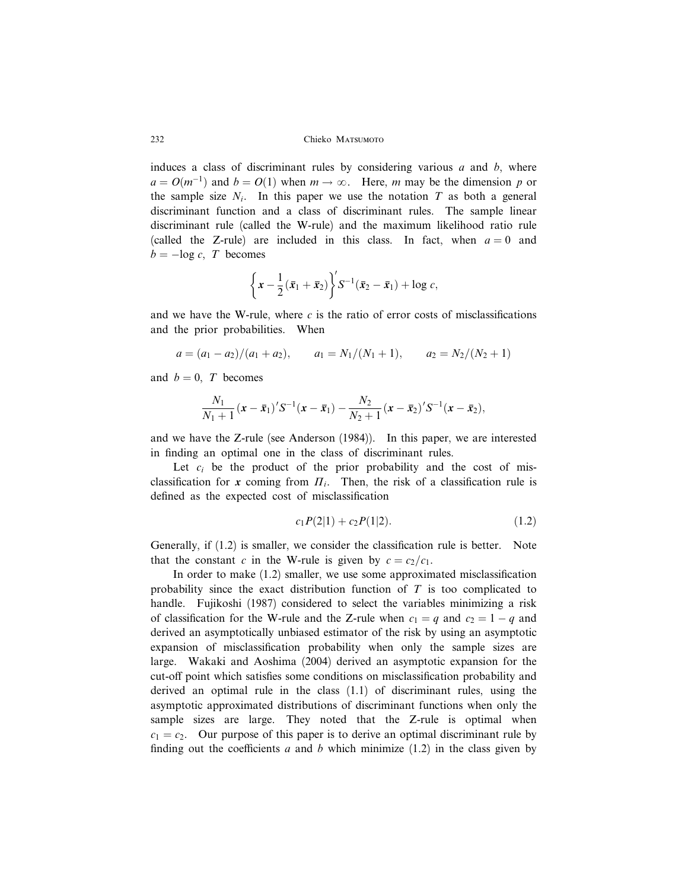induces a class of discriminant rules by considering various $a$ and $b$, where $a = O(m^{-1})$ and $b = O(1)$ when $m \to \infty$. Here, $m$ may be the dimension $p$ or the sample size $N_i$. In this paper we use the notation $T$ as both a general discriminant function and a class of discriminant rules. The sample linear discriminant rule (called the W-rule) and the maximum likelihood ratio rule (called the Z-rule) are included in this class. In fact, when $a = 0$ and $b = -\log c$, $T$ becomes

$$\left\{ \boldsymbol{x} - \frac{1}{2}(\bar{\boldsymbol{x}}_1 + \bar{\boldsymbol{x}}_2) \right\}' S^{-1}(\bar{\boldsymbol{x}}_2 - \bar{\boldsymbol{x}}_1) + \log c,$$

and we have the W-rule, where $c$ is the ratio of error costs of misclassifications and the prior probabilities. When

$$a = (a_1 - a_2)/(a_1 + a_2), \qquad a_1 = N_1/(N_1 + 1), \qquad a_2 = N_2/(N_2 + 1)$$

and $b = 0$, $T$ becomes

$$\frac{N_1}{N_1 + 1}(\boldsymbol{x} - \bar{\boldsymbol{x}}_1)' S^{-1}(\boldsymbol{x} - \bar{\boldsymbol{x}}_1) - \frac{N_2}{N_2 + 1}(\boldsymbol{x} - \bar{\boldsymbol{x}}_2)' S^{-1}(\boldsymbol{x} - \bar{\boldsymbol{x}}_2),$$

and we have the Z-rule (see Anderson (1984)). In this paper, we are interested in finding an optimal one in the class of discriminant rules.

Let $c_i$ be the product of the prior probability and the cost of misclassification for $\boldsymbol{x}$ coming from $\Pi_i$. Then, the risk of a classification rule is defined as the expected cost of misclassification

$$c_1 P(2|1) + c_2 P(1|2). \tag{1.2}$$

Generally, if (1.2) is smaller, we consider the classification rule is better. Note that the constant $c$ in the W-rule is given by $c = c_2/c_1$.

In order to make (1.2) smaller, we use some approximated misclassification probability since the exact distribution function of $T$ is too complicated to handle. Fujikoshi (1987) considered to select the variables minimizing a risk of classification for the W-rule and the Z-rule when $c_1 = q$ and $c_2 = 1 - q$ and derived an asymptotically unbiased estimator of the risk by using an asymptotic expansion of misclassification probability when only the sample sizes are large. Wakaki and Aoshima (2004) derived an asymptotic expansion for the cut-off point which satisfies some conditions on misclassification probability and derived an optimal rule in the class (1.1) of discriminant rules, using the asymptotic approximated distributions of discriminant functions when only the sample sizes are large. They noted that the Z-rule is optimal when $c_1 = c_2$. Our purpose of this paper is to derive an optimal discriminant rule by finding out the coefficients $a$ and $b$ which minimize (1.2) in the class given by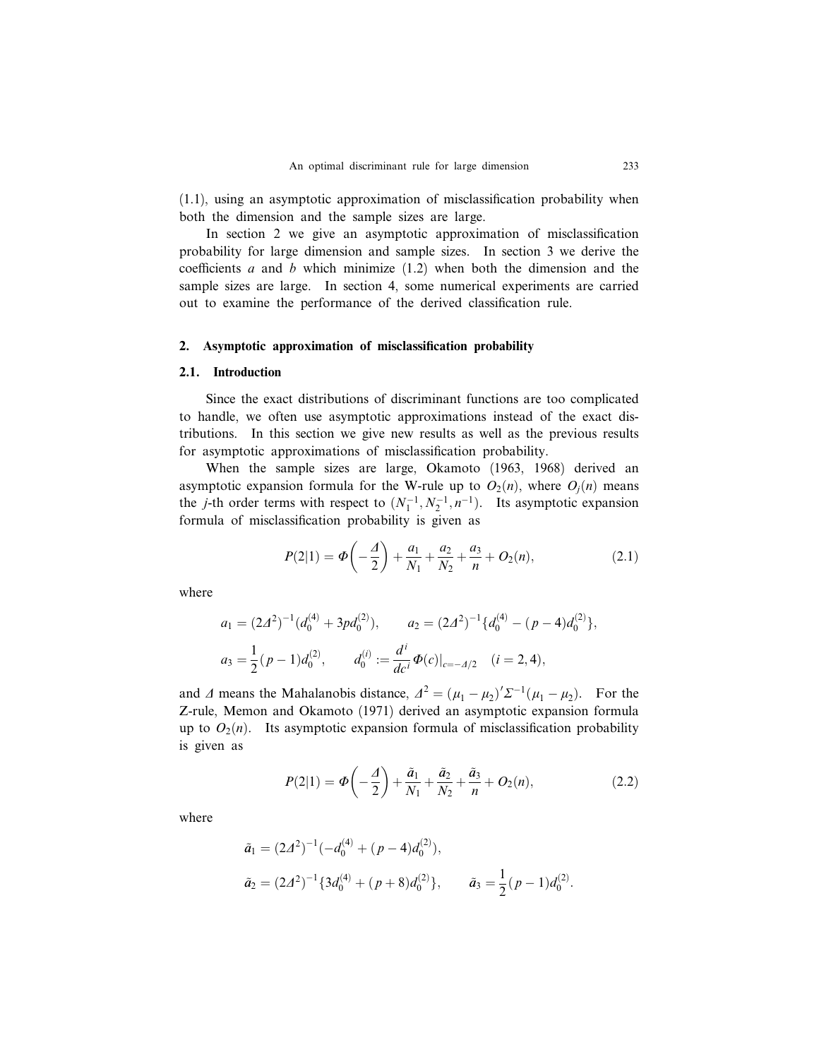(1.1), using an asymptotic approximation of misclassification probability when both the dimension and the sample sizes are large.

In section 2 we give an asymptotic approximation of misclassification probability for large dimension and sample sizes. In section 3 we derive the coefficients $a$ and $b$ which minimize (1.2) when both the dimension and the sample sizes are large. In section 4, some numerical experiments are carried out to examine the performance of the derived classification rule.

## 2. Asymptotic approximation of misclassification probability

### 2.1. Introduction

Since the exact distributions of discriminant functions are too complicated to handle, we often use asymptotic approximations instead of the exact distributions. In this section we give new results as well as the previous results for asymptotic approximations of misclassification probability.

When the sample sizes are large, Okamoto (1963, 1968) derived an asymptotic expansion formula for the W-rule up to $O_2(n)$, where $O_j(n)$ means the $j$-th order terms with respect to $(N_1^{-1}, N_2^{-1}, n^{-1})$. Its asymptotic expansion formula of misclassification probability is given as

$$P(2|1) = \Phi\left(-\frac{\Delta}{2}\right) + \frac{a_1}{N_1} + \frac{a_2}{N_2} + \frac{a_3}{n} + O_2(n), \tag{2.1}$$

where

$$a_1 = (2\Delta^2)^{-1}(d_0^{(4)} + 3pd_0^{(2)}), \qquad a_2 = (2\Delta^2)^{-1}\{d_0^{(4)} - (p-4)d_0^{(2)}\},$$

$$a_3 = \frac{1}{2}(p-1)d_0^{(2)}, \qquad d_0^{(i)} := \frac{d^i}{dc^i}\Phi(c)|_{c=-\Delta/2} \quad (i = 2, 4),$$

and $\Delta$ means the Mahalanobis distance, $\Delta^2 = (\mu_1 - \mu_2)'\Sigma^{-1}(\mu_1 - \mu_2)$. For the Z-rule, Memon and Okamoto (1971) derived an asymptotic expansion formula up to $O_2(n)$. Its asymptotic expansion formula of misclassification probability is given as

$$P(2|1) = \Phi\left(-\frac{\Delta}{2}\right) + \frac{\tilde{a}_1}{N_1} + \frac{\tilde{a}_2}{N_2} + \frac{\tilde{a}_3}{n} + O_2(n), \tag{2.2}$$

where

$$\tilde{a}_1 = (2\Delta^2)^{-1}(-d_0^{(4)} + (p-4)d_0^{(2)}),$$

$$\tilde{a}_2 = (2\Delta^2)^{-1}\{3d_0^{(4)} + (p+8)d_0^{(2)}\}, \qquad \tilde{a}_3 = \frac{1}{2}(p-1)d_0^{(2)}.$$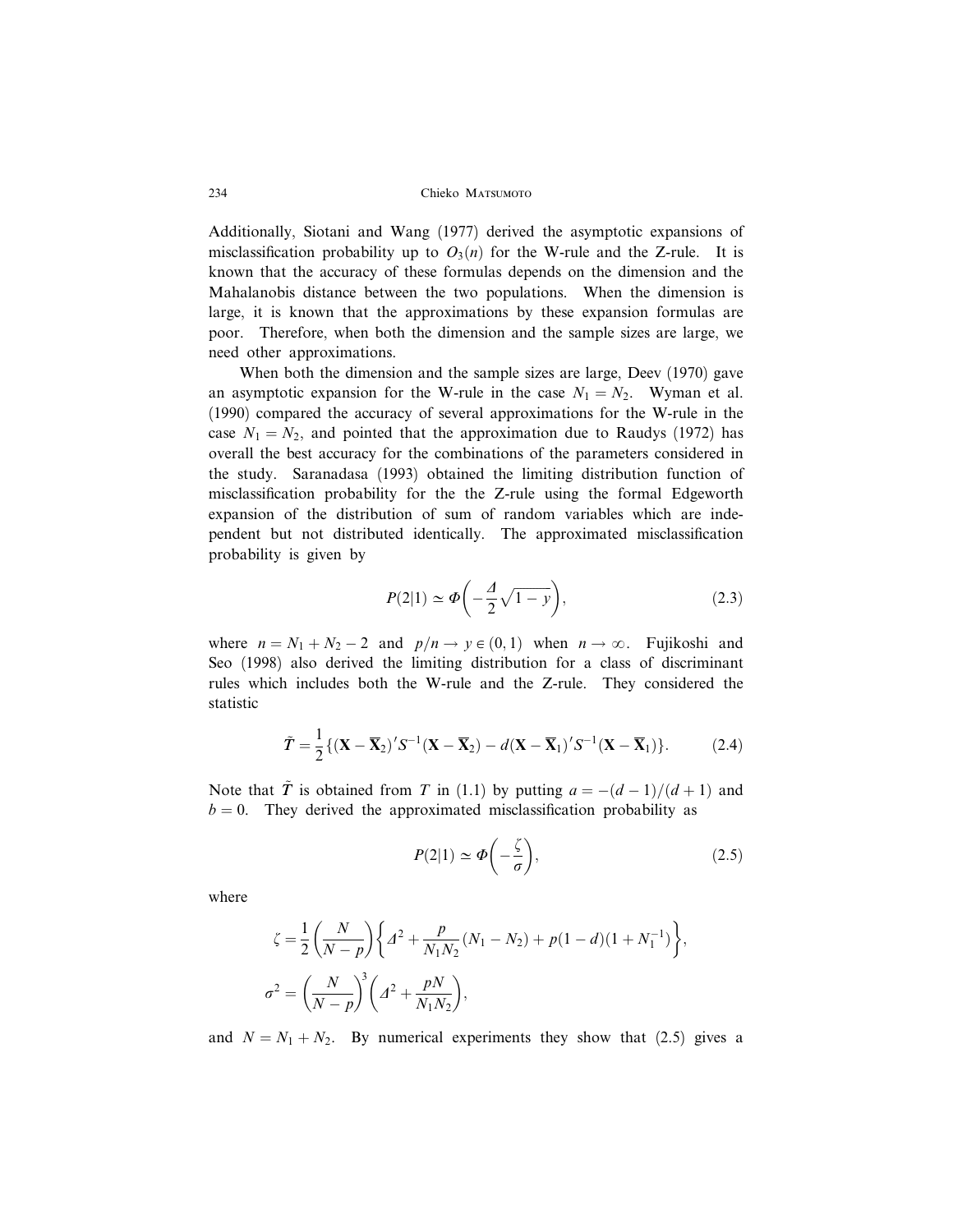Additionally, Siotani and Wang (1977) derived the asymptotic expansions of misclassification probability up to $O_3(n)$ for the W-rule and the Z-rule. It is known that the accuracy of these formulas depends on the dimension and the Mahalanobis distance between the two populations. When the dimension is large, it is known that the approximations by these expansion formulas are poor. Therefore, when both the dimension and the sample sizes are large, we need other approximations.

When both the dimension and the sample sizes are large, Deev (1970) gave an asymptotic expansion for the W-rule in the case $N_1 = N_2$. Wyman et al. (1990) compared the accuracy of several approximations for the W-rule in the case $N_1 = N_2$, and pointed that the approximation due to Raudys (1972) has overall the best accuracy for the combinations of the parameters considered in the study. Saranadasa (1993) obtained the limiting distribution function of misclassification probability for the the Z-rule using the formal Edgeworth expansion of the distribution of sum of random variables which are independent but not distributed identically. The approximated misclassification probability is given by

$$P(2|1) \simeq \Phi\left(-\frac{\Delta}{2}\sqrt{1-y}\right), \tag{2.3}$$

where $n = N_1 + N_2 - 2$ and $p/n \to y \in (0,1)$ when $n \to \infty$. Fujikoshi and Seo (1998) also derived the limiting distribution for a class of discriminant rules which includes both the W-rule and the Z-rule. They considered the statistic

$$\tilde{T} = \frac{1}{2}\{(\mathbf{X} - \overline{\mathbf{X}}_2)' S^{-1} (\mathbf{X} - \overline{\mathbf{X}}_2) - d(\mathbf{X} - \overline{\mathbf{X}}_1)' S^{-1} (\mathbf{X} - \overline{\mathbf{X}}_1)\}. \tag{2.4}$$

Note that $\tilde{T}$ is obtained from $T$ in (1.1) by putting $a = -(d-1)/(d+1)$ and $b = 0$. They derived the approximated misclassification probability as

$$P(2|1) \simeq \Phi\left(-\frac{\zeta}{\sigma}\right), \tag{2.5}$$

where

$$\zeta = \frac{1}{2}\left(\frac{N}{N-p}\right)\left\{\Delta^2 + \frac{p}{N_1 N_2}(N_1 - N_2) + p(1-d)(1 + N_1^{-1})\right\},$$

$$\sigma^2 = \left(\frac{N}{N-p}\right)^3\left(\Delta^2 + \frac{pN}{N_1 N_2}\right),$$

and $N = N_1 + N_2$. By numerical experiments they show that (2.5) gives a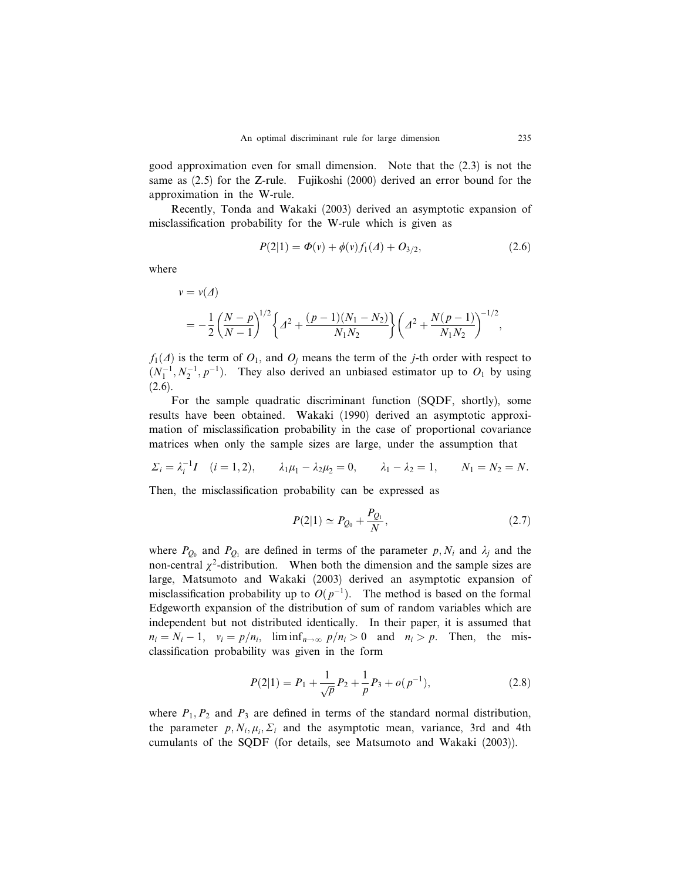good approximation even for small dimension. Note that the (2.3) is not the same as (2.5) for the Z-rule. Fujikoshi (2000) derived an error bound for the approximation in the W-rule.

Recently, Tonda and Wakaki (2003) derived an asymptotic expansion of misclassification probability for the W-rule which is given as

$$P(2|1) = \Phi(v) + \phi(v) f_1(\Delta) + O_{3/2}, \tag{2.6}$$

where

$$\begin{aligned} v &= v(\Delta) \\ &= -\frac{1}{2}\left(\frac{N-p}{N-1}\right)^{1/2}\left\{\Delta^2 + \frac{(p-1)(N_1-N_2)}{N_1 N_2}\right\}\left(\Delta^2 + \frac{N(p-1)}{N_1 N_2}\right)^{-1/2}, \end{aligned}$$

$f_1(\Delta)$ is the term of $O_1$, and $O_j$ means the term of the $j$-th order with respect to $(N_1^{-1}, N_2^{-1}, p^{-1})$. They also derived an unbiased estimator up to $O_1$ by using (2.6).

For the sample quadratic discriminant function (SQDF, shortly), some results have been obtained. Wakaki (1990) derived an asymptotic approximation of misclassification probability in the case of proportional covariance matrices when only the sample sizes are large, under the assumption that

$$\Sigma_i = \lambda_i^{-1} I \quad (i = 1, 2), \qquad \lambda_1 \mu_1 - \lambda_2 \mu_2 = 0, \qquad \lambda_1 - \lambda_2 = 1, \qquad N_1 = N_2 = N.$$

Then, the misclassification probability can be expressed as

$$P(2|1) \simeq P_{Q_0} + \frac{P_{Q_1}}{N}, \tag{2.7}$$

where $P_{Q_0}$ and $P_{Q_1}$ are defined in terms of the parameter $p, N_i$ and $\lambda_j$ and the non-central $\chi^2$-distribution. When both the dimension and the sample sizes are large, Matsumoto and Wakaki (2003) derived an asymptotic expansion of misclassification probability up to $O(p^{-1})$. The method is based on the formal Edgeworth expansion of the distribution of sum of random variables which are independent but not distributed identically. In their paper, it is assumed that $n_i = N_i - 1$, $v_i = p/n_i$, $\liminf_{n\to\infty} p/n_i > 0$ and $n_i > p$. Then, the misclassification probability was given in the form

$$P(2|1) = P_1 + \frac{1}{\sqrt{p}} P_2 + \frac{1}{p} P_3 + o(p^{-1}), \tag{2.8}$$

where $P_1, P_2$ and $P_3$ are defined in terms of the standard normal distribution, the parameter $p, N_i, \mu_i, \Sigma_i$ and the asymptotic mean, variance, 3rd and 4th cumulants of the SQDF (for details, see Matsumoto and Wakaki (2003)).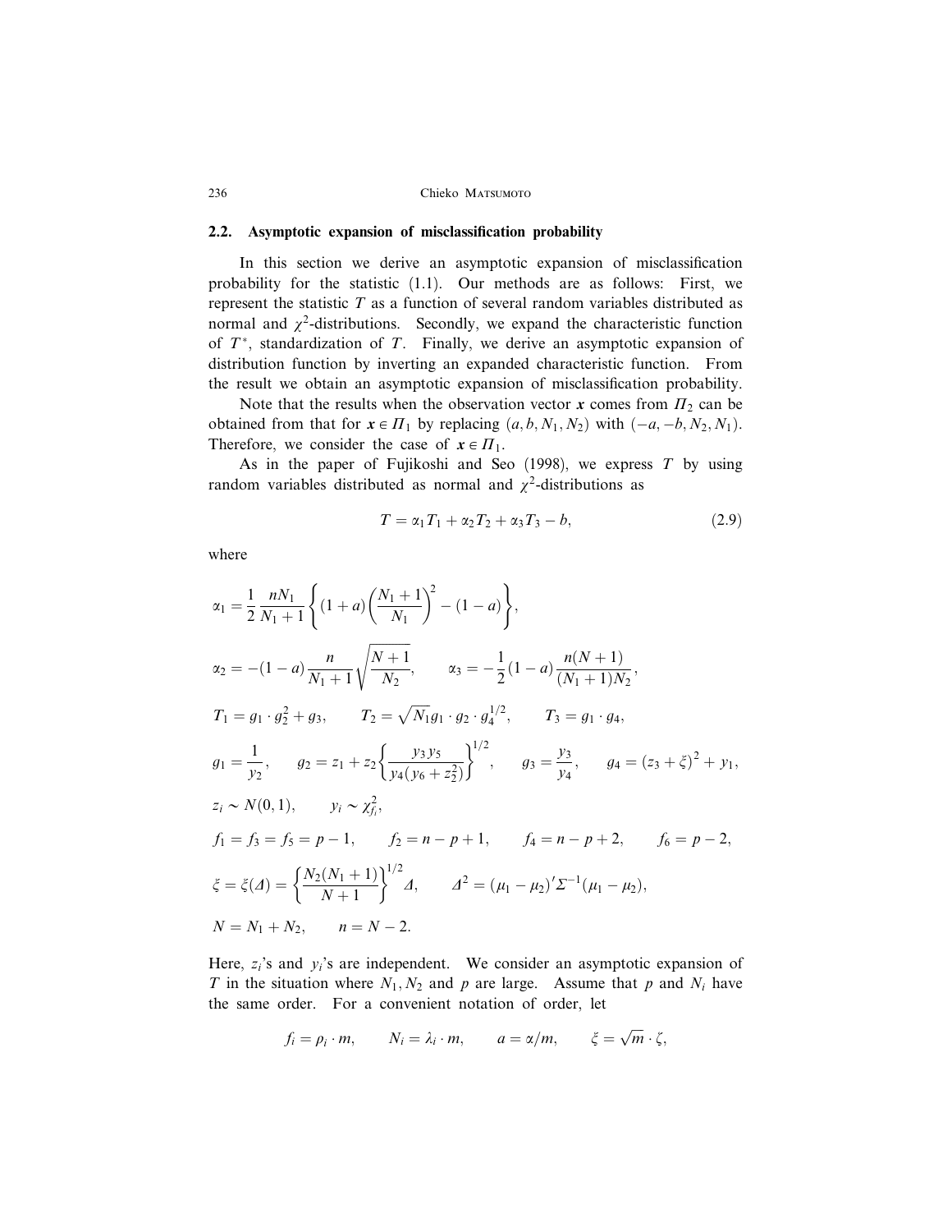## 2.2. Asymptotic expansion of misclassification probability

In this section we derive an asymptotic expansion of misclassification probability for the statistic (1.1). Our methods are as follows: First, we represent the statistic $T$ as a function of several random variables distributed as normal and $\chi^2$-distributions. Secondly, we expand the characteristic function of $T^*$, standardization of $T$. Finally, we derive an asymptotic expansion of distribution function by inverting an expanded characteristic function. From the result we obtain an asymptotic expansion of misclassification probability.

Note that the results when the observation vector $\boldsymbol{x}$ comes from $\Pi_2$ can be obtained from that for $\boldsymbol{x} \in \Pi_1$ by replacing $(a, b, N_1, N_2)$ with $(-a, -b, N_2, N_1)$. Therefore, we consider the case of $\boldsymbol{x} \in \Pi_1$.

As in the paper of Fujikoshi and Seo (1998), we express $T$ by using random variables distributed as normal and $\chi^2$-distributions as

$$T = \alpha_1 T_1 + \alpha_2 T_2 + \alpha_3 T_3 - b, \tag{2.9}$$

where

$$\alpha_1 = \frac{1}{2}\frac{nN_1}{N_1+1}\left\{(1+a)\left(\frac{N_1+1}{N_1}\right)^2 - (1-a)\right\},$$

$$\alpha_2 = -(1-a)\frac{n}{N_1+1}\sqrt{\frac{N+1}{N_2}}, \qquad \alpha_3 = -\frac{1}{2}(1-a)\frac{n(N+1)}{(N_1+1)N_2},$$

$$T_1 = g_1 \cdot g_2^2 + g_3, \qquad T_2 = \sqrt{N_1} g_1 \cdot g_2 \cdot g_4^{1/2}, \qquad T_3 = g_1 \cdot g_4,$$

$$g_1 = \frac{1}{y_2}, \qquad g_2 = z_1 + z_2\left\{\frac{y_3 y_5}{y_4(y_6 + z_2^2)}\right\}^{1/2}, \qquad g_3 = \frac{y_3}{y_4}, \qquad g_4 = (z_3 + \xi)^2 + y_1,$$

$$z_i \sim N(0, 1), \qquad y_i \sim \chi^2_{f_i},$$

$$f_1 = f_3 = f_5 = p - 1, \qquad f_2 = n - p + 1, \qquad f_4 = n - p + 2, \qquad f_6 = p - 2,$$

$$\xi = \xi(\Delta) = \left\{\frac{N_2(N_1+1)}{N+1}\right\}^{1/2}\Delta, \qquad \Delta^2 = (\mu_1 - \mu_2)'\Sigma^{-1}(\mu_1 - \mu_2),$$

$$N = N_1 + N_2, \qquad n = N - 2.$$

Here, $z_i$'s and $y_i$'s are independent. We consider an asymptotic expansion of $T$ in the situation where $N_1, N_2$ and $p$ are large. Assume that $p$ and $N_i$ have the same order. For a convenient notation of order, let

$$f_i = \rho_i \cdot m, \qquad N_i = \lambda_i \cdot m, \qquad a = \alpha/m, \qquad \xi = \sqrt{m} \cdot \zeta,$$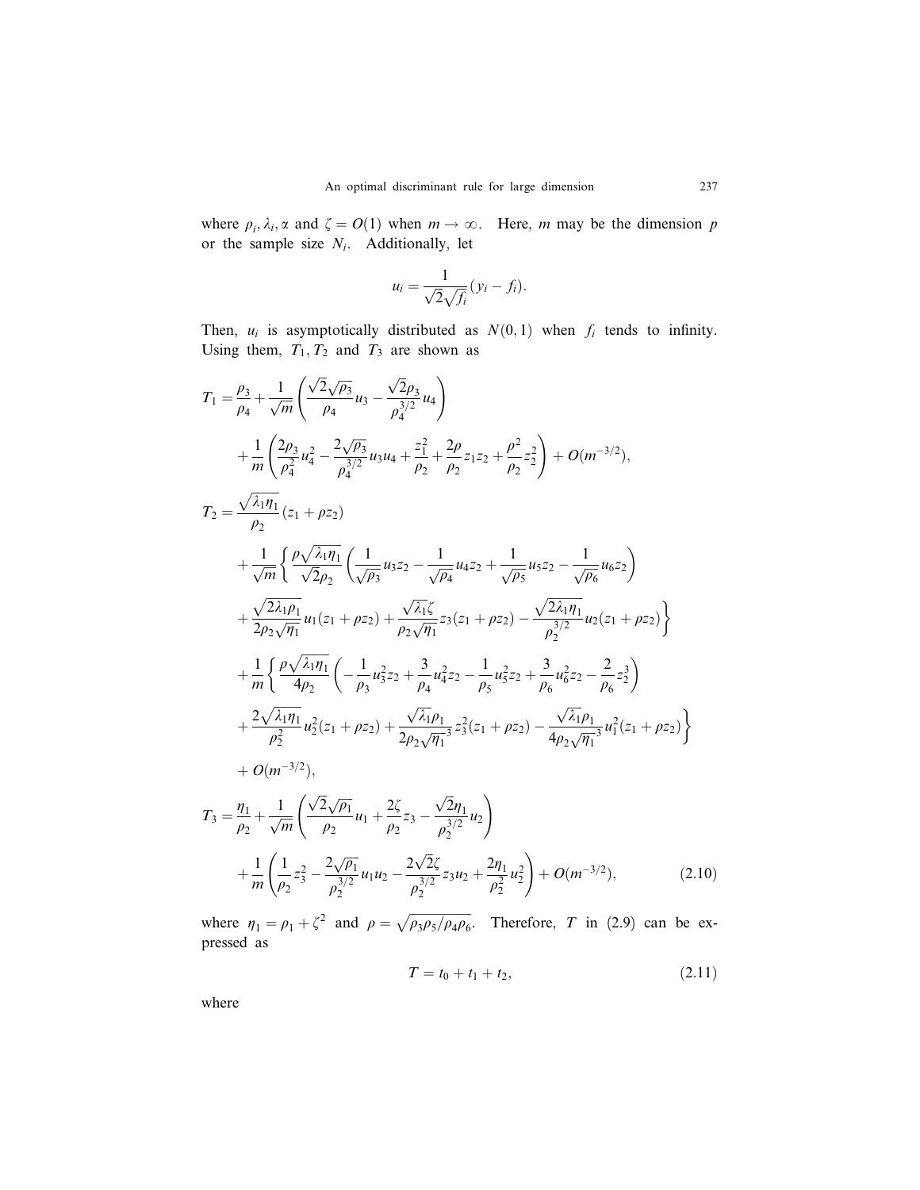where $\rho_i, \lambda_i, \alpha$ and $\zeta = O(1)$ when $m \to \infty$. Here, $m$ may be the dimension $p$ or the sample size $N_i$. Additionally, let

$$u_i = \frac{1}{\sqrt{2}\sqrt{f_i}}(y_i - f_i).$$

Then, $u_i$ is asymptotically distributed as $N(0,1)$ when $f_i$ tends to infinity. Using them, $T_1, T_2$ and $T_3$ are shown as

$$
\begin{aligned}
T_1 &= \frac{\rho_3}{\rho_4} + \frac{1}{\sqrt{m}}\left(\frac{\sqrt{2}\sqrt{\rho_3}}{\rho_4}u_3 - \frac{\sqrt{2}\rho_3}{\rho_4^{3/2}}u_4\right) \\
&\quad + \frac{1}{m}\left(\frac{2\rho_3}{\rho_4^2}u_4^2 - \frac{2\sqrt{\rho_3}}{\rho_4^{3/2}}u_3u_4 + \frac{z_1^2}{\rho_2} + \frac{2\rho}{\rho_2}z_1z_2 + \frac{\rho^2}{\rho_2}z_2^2\right) + O(m^{-3/2}), \\
T_2 &= \frac{\sqrt{\lambda_1\eta_1}}{\rho_2}(z_1 + \rho z_2) \\
&\quad + \frac{1}{\sqrt{m}}\left\{\frac{\rho\sqrt{\lambda_1\eta_1}}{\sqrt{2}\rho_2}\left(\frac{1}{\sqrt{\rho_3}}u_3z_2 - \frac{1}{\sqrt{\rho_4}}u_4z_2 + \frac{1}{\sqrt{\rho_5}}u_5z_2 - \frac{1}{\sqrt{\rho_6}}u_6z_2\right)\right. \\
&\quad \left. + \frac{\sqrt{2\lambda_1\rho_1}}{2\rho_2\sqrt{\eta_1}}u_1(z_1 + \rho z_2) + \frac{\sqrt{\lambda_1}\zeta}{\rho_2\sqrt{\eta_1}}z_3(z_1 + \rho z_2) - \frac{\sqrt{2\lambda_1\eta_1}}{\rho_2^{3/2}}u_2(z_1 + \rho z_2)\right\} \\
&\quad + \frac{1}{m}\left\{\frac{\rho\sqrt{\lambda_1\eta_1}}{4\rho_2}\left(-\frac{1}{\rho_3}u_3^2z_2 + \frac{3}{\rho_4}u_4^2z_2 - \frac{1}{\rho_5}u_5^2z_2 + \frac{3}{\rho_6}u_6^2z_2 - \frac{2}{\rho_6}z_2^3\right)\right. \\
&\quad \left. + \frac{2\sqrt{\lambda_1\eta_1}}{\rho_2^2}u_2^2(z_1 + \rho z_2) + \frac{\sqrt{\lambda_1}\rho_1}{2\rho_2\sqrt{\eta_1}^3}z_3^2(z_1 + \rho z_2) - \frac{\sqrt{\lambda_1}\rho_1}{4\rho_2\sqrt{\eta_1}^3}u_1^2(z_1 + \rho z_2)\right\} \\
&\quad + O(m^{-3/2}), \\
T_3 &= \frac{\eta_1}{\rho_2} + \frac{1}{\sqrt{m}}\left(\frac{\sqrt{2}\sqrt{\rho_1}}{\rho_2}u_1 + \frac{2\zeta}{\rho_2}z_3 - \frac{\sqrt{2}\eta_1}{\rho_2^{3/2}}u_2\right) \\
&\quad + \frac{1}{m}\left(\frac{1}{\rho_2}z_3^2 - \frac{2\sqrt{\rho_1}}{\rho_2^{3/2}}u_1u_2 - \frac{2\sqrt{2}\zeta}{\rho_2^{3/2}}z_3u_2 + \frac{2\eta_1}{\rho_2^2}u_2^2\right) + O(m^{-3/2}), \qquad (2.10)
\end{aligned}
$$

where $\eta_1 = \rho_1 + \zeta^2$ and $\rho = \sqrt{\rho_3\rho_5/\rho_4\rho_6}$. Therefore, $T$ in (2.9) can be expressed as

$$T = t_0 + t_1 + t_2, \qquad (2.11)$$

where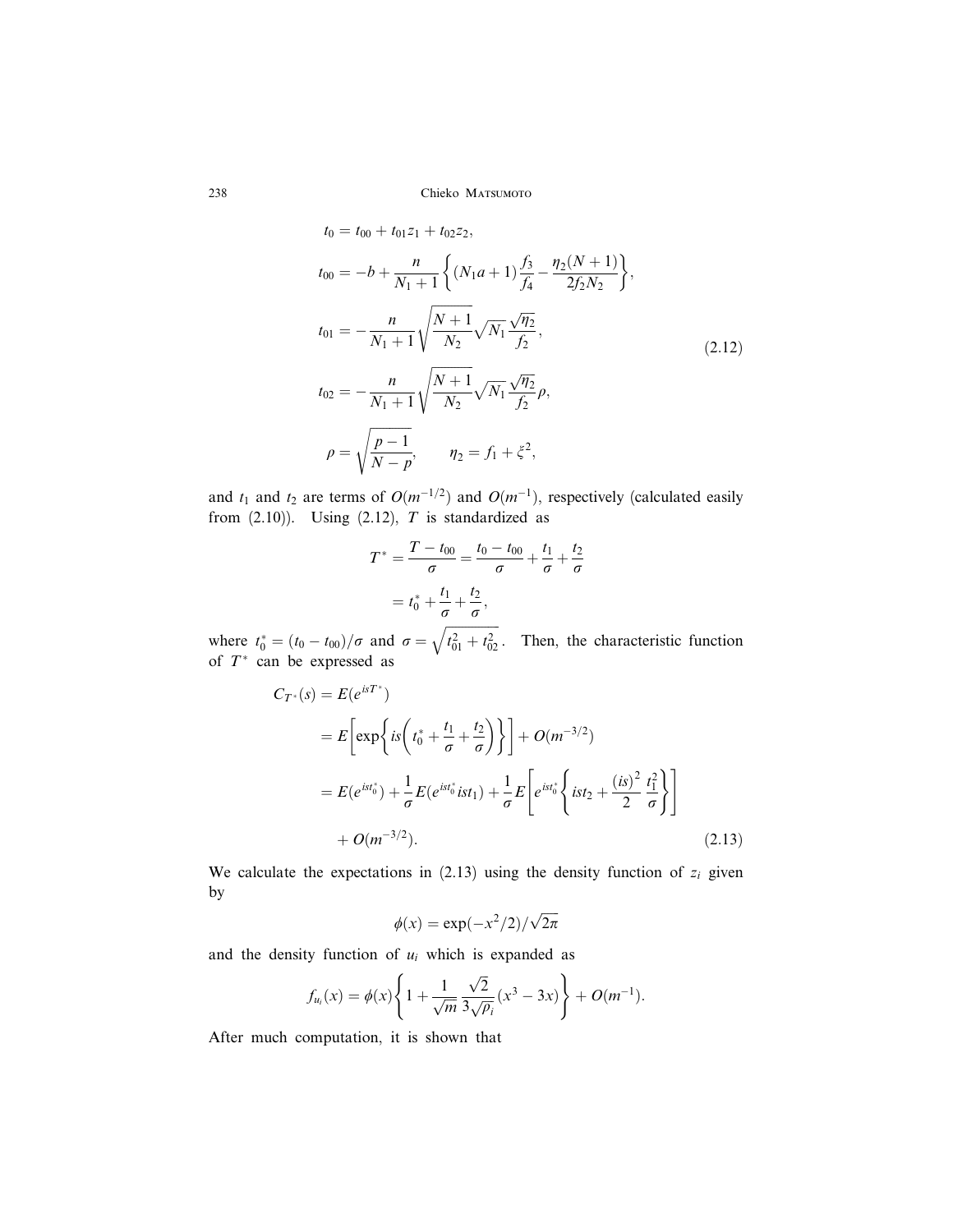$$
\begin{aligned}
t_0 &= t_{00} + t_{01} z_1 + t_{02} z_2, \\
t_{00} &= -b + \frac{n}{N_1 + 1} \left\{ (N_1 a + 1) \frac{f_3}{f_4} - \frac{\eta_2 (N+1)}{2 f_2 N_2} \right\}, \\
t_{01} &= -\frac{n}{N_1 + 1} \sqrt{\frac{N+1}{N_2}} \sqrt{N_1} \frac{\sqrt{\eta_2}}{f_2}, \\
t_{02} &= -\frac{n}{N_1 + 1} \sqrt{\frac{N+1}{N_2}} \sqrt{N_1} \frac{\sqrt{\eta_2}}{f_2} \rho, \\
\rho &= \sqrt{\frac{p-1}{N-p}}, \qquad \eta_2 = f_1 + \xi^2,
\end{aligned}
\tag{2.12}
$$

and $t_1$ and $t_2$ are terms of $O(m^{-1/2})$ and $O(m^{-1})$, respectively (calculated easily from (2.10)). Using (2.12), $T$ is standardized as

$$
\begin{aligned}
T^* = \frac{T - t_{00}}{\sigma} &= \frac{t_0 - t_{00}}{\sigma} + \frac{t_1}{\sigma} + \frac{t_2}{\sigma} \\
&= t_0^* + \frac{t_1}{\sigma} + \frac{t_2}{\sigma},
\end{aligned}
$$

where $t_0^* = (t_0 - t_{00})/\sigma$ and $\sigma = \sqrt{t_{01}^2 + t_{02}^2}$. Then, the characteristic function of $T^*$ can be expressed as

$$
\begin{aligned}
C_{T^*}(s) &= E(e^{isT^*}) \\
&= E\left[ \exp\left\{ is\left( t_0^* + \frac{t_1}{\sigma} + \frac{t_2}{\sigma} \right) \right\} \right] + O(m^{-3/2}) \\
&= E(e^{ist_0^*}) + \frac{1}{\sigma} E(e^{ist_0^*} ist_1) + \frac{1}{\sigma} E\left[ e^{ist_0^*} \left\{ ist_2 + \frac{(is)^2}{2} \frac{t_1^2}{\sigma} \right\} \right] \\
&\quad + O(m^{-3/2}).
\end{aligned}
\tag{2.13}
$$

We calculate the expectations in (2.13) using the density function of $z_i$ given by

$$
\phi(x) = \exp(-x^2/2)/\sqrt{2\pi}
$$

and the density function of $u_i$ which is expanded as

$$
f_{u_i}(x) = \phi(x) \left\{ 1 + \frac{1}{\sqrt{m}} \frac{\sqrt{2}}{3\sqrt{\rho_i}} (x^3 - 3x) \right\} + O(m^{-1}).
$$

After much computation, it is shown that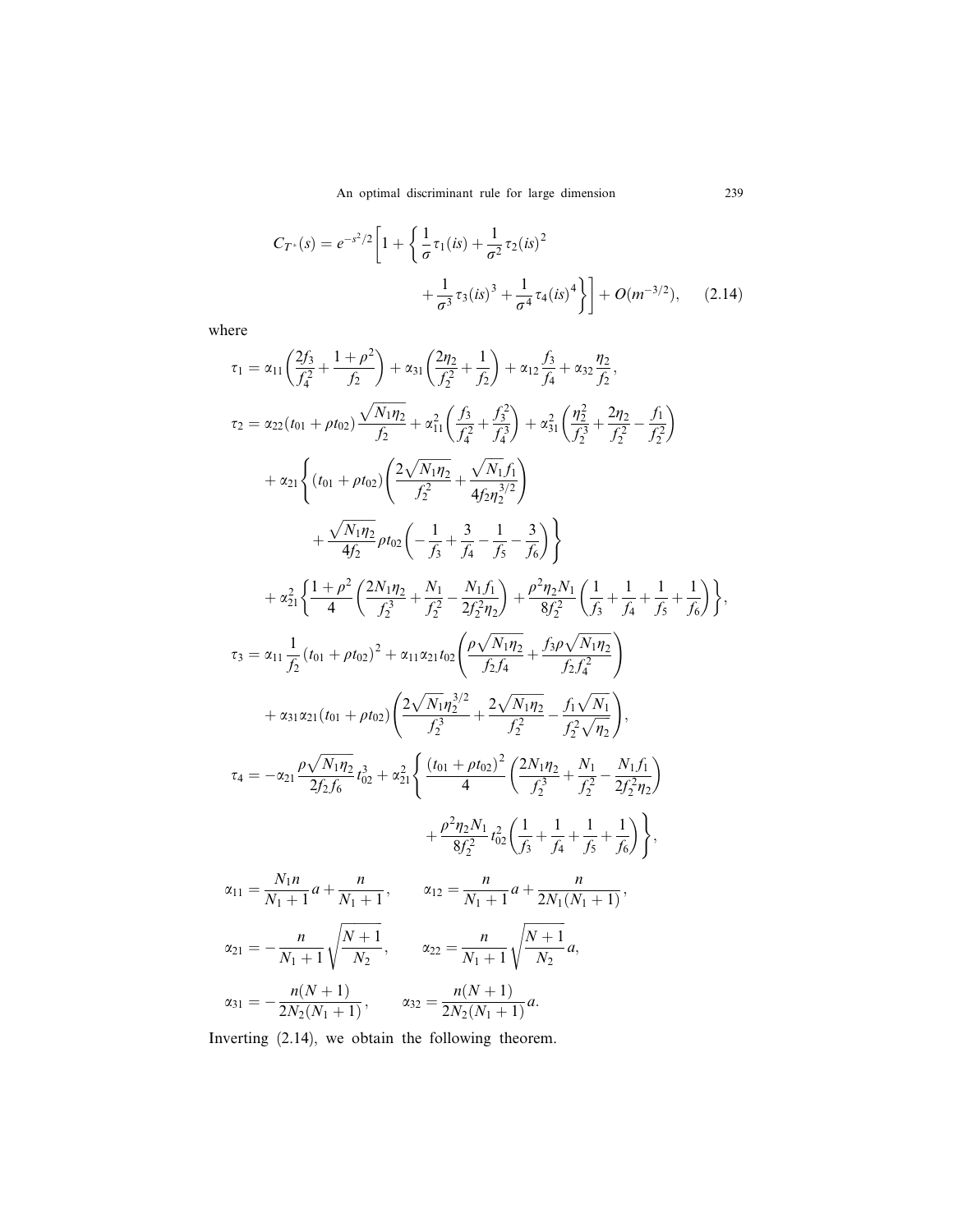$$C_{T^*}(s) = e^{-s^2/2}\left[1 + \left\{\frac{1}{\sigma}\tau_1(is) + \frac{1}{\sigma^2}\tau_2(is)^2 + \frac{1}{\sigma^3}\tau_3(is)^3 + \frac{1}{\sigma^4}\tau_4(is)^4\right\}\right] + O(m^{-3/2}), \qquad (2.14)$$

where

$$\tau_1 = \alpha_{11}\left(\frac{2f_3}{f_4^2} + \frac{1+\rho^2}{f_2}\right) + \alpha_{31}\left(\frac{2\eta_2}{f_2^2} + \frac{1}{f_2}\right) + \alpha_{12}\frac{f_3}{f_4} + \alpha_{32}\frac{\eta_2}{f_2},$$

$$\begin{aligned}
\tau_2 = {} & \alpha_{22}(t_{01} + \rho t_{02})\frac{\sqrt{N_1\eta_2}}{f_2} + \alpha_{11}^2\left(\frac{f_3}{f_4^2} + \frac{f_3^2}{f_4^3}\right) + \alpha_{31}^2\left(\frac{\eta_2^2}{f_2^3} + \frac{2\eta_2}{f_2^2} - \frac{f_1}{f_2^2}\right) \\
& + \alpha_{21}\left\{(t_{01} + \rho t_{02})\left(\frac{2\sqrt{N_1\eta_2}}{f_2^2} + \frac{\sqrt{N_1}f_1}{4f_2\eta_2^{3/2}}\right)\right. \\
& \left. + \frac{\sqrt{N_1\eta_2}}{4f_2}\rho t_{02}\left(-\frac{1}{f_3} + \frac{3}{f_4} - \frac{1}{f_5} - \frac{3}{f_6}\right)\right\} \\
& + \alpha_{21}^2\left\{\frac{1+\rho^2}{4}\left(\frac{2N_1\eta_2}{f_2^3} + \frac{N_1}{f_2^2} - \frac{N_1 f_1}{2f_2^2\eta_2}\right) + \frac{\rho^2\eta_2 N_1}{8f_2^2}\left(\frac{1}{f_3} + \frac{1}{f_4} + \frac{1}{f_5} + \frac{1}{f_6}\right)\right\},
\end{aligned}$$

$$\begin{aligned}
\tau_3 = {} & \alpha_{11}\frac{1}{f_2}(t_{01} + \rho t_{02})^2 + \alpha_{11}\alpha_{21}t_{02}\left(\frac{\rho\sqrt{N_1\eta_2}}{f_2 f_4} + \frac{f_3\rho\sqrt{N_1\eta_2}}{f_2 f_4^2}\right) \\
& + \alpha_{31}\alpha_{21}(t_{01} + \rho t_{02})\left(\frac{2\sqrt{N_1}\eta_2^{3/2}}{f_2^3} + \frac{2\sqrt{N_1\eta_2}}{f_2^2} - \frac{f_1\sqrt{N_1}}{f_2^2\sqrt{\eta_2}}\right),
\end{aligned}$$

$$\begin{aligned}
\tau_4 = {} & -\alpha_{21}\frac{\rho\sqrt{N_1\eta_2}}{2f_2 f_6}t_{02}^3 + \alpha_{21}^2\left\{\frac{(t_{01} + \rho t_{02})^2}{4}\left(\frac{2N_1\eta_2}{f_2^3} + \frac{N_1}{f_2^2} - \frac{N_1 f_1}{2f_2^2\eta_2}\right)\right. \\
& \left. + \frac{\rho^2\eta_2 N_1}{8f_2^2}t_{02}^2\left(\frac{1}{f_3} + \frac{1}{f_4} + \frac{1}{f_5} + \frac{1}{f_6}\right)\right\},
\end{aligned}$$

$$\alpha_{11} = \frac{N_1 n}{N_1 + 1}a + \frac{n}{N_1 + 1}, \qquad \alpha_{12} = \frac{n}{N_1 + 1}a + \frac{n}{2N_1(N_1 + 1)},$$

$$\alpha_{21} = -\frac{n}{N_1 + 1}\sqrt{\frac{N+1}{N_2}}, \qquad \alpha_{22} = \frac{n}{N_1 + 1}\sqrt{\frac{N+1}{N_2}}a,$$

$$\alpha_{31} = -\frac{n(N+1)}{2N_2(N_1 + 1)}, \qquad \alpha_{32} = \frac{n(N+1)}{2N_2(N_1 + 1)}a.$$

Inverting (2.14), we obtain the following theorem.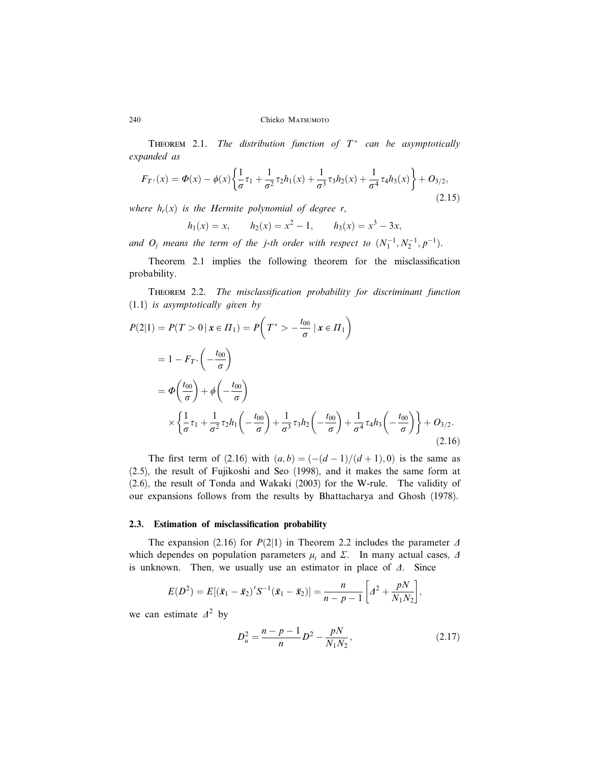THEOREM 2.1. *The distribution function of $T^*$ can be asymptotically expanded as*

$$F_{T^*}(x) = \Phi(x) - \phi(x)\left\{\frac{1}{\sigma}\tau_1 + \frac{1}{\sigma^2}\tau_2 h_1(x) + \frac{1}{\sigma^3}\tau_3 h_2(x) + \frac{1}{\sigma^4}\tau_4 h_3(x)\right\} + O_{3/2}, \tag{2.15}$$

*where $h_r(x)$ is the Hermite polynomial of degree $r$,*

$$h_1(x) = x, \qquad h_2(x) = x^2 - 1, \qquad h_3(x) = x^3 - 3x,$$

*and $O_j$ means the term of the j-th order with respect to $(N_1^{-1}, N_2^{-1}, p^{-1})$.*

Theorem 2.1 implies the following theorem for the misclassification probability.

THEOREM 2.2. *The misclassification probability for discriminant function (1.1) is asymptotically given by*

$$\begin{aligned}
P(2|1) &= P(T > 0 \mid \boldsymbol{x} \in \Pi_1) = P\left(T^* > -\frac{t_{00}}{\sigma} \mid \boldsymbol{x} \in \Pi_1\right) \\
&= 1 - F_{T^*}\left(-\frac{t_{00}}{\sigma}\right) \\
&= \Phi\left(\frac{t_{00}}{\sigma}\right) + \phi\left(-\frac{t_{00}}{\sigma}\right) \\
&\quad \times \left\{\frac{1}{\sigma}\tau_1 + \frac{1}{\sigma^2}\tau_2 h_1\left(-\frac{t_{00}}{\sigma}\right) + \frac{1}{\sigma^3}\tau_3 h_2\left(-\frac{t_{00}}{\sigma}\right) + \frac{1}{\sigma^4}\tau_4 h_3\left(-\frac{t_{00}}{\sigma}\right)\right\} + O_{3/2}.
\end{aligned} \tag{2.16}$$

The first term of (2.16) with $(a, b) = (-(d-1)/(d+1), 0)$ is the same as (2.5), the result of Fujikoshi and Seo (1998), and it makes the same form at (2.6), the result of Tonda and Wakaki (2003) for the W-rule. The validity of our expansions follows from the results by Bhattacharya and Ghosh (1978).

### 2.3. Estimation of misclassification probability

The expansion (2.16) for $P(2|1)$ in Theorem 2.2 includes the parameter $\Delta$ which dependes on population parameters $\mu_i$ and $\Sigma$. In many actual cases, $\Delta$ is unknown. Then, we usually use an estimator in place of $\Delta$. Since

$$E(D^2) = E[(\bar{\boldsymbol{x}}_1 - \bar{\boldsymbol{x}}_2)' S^{-1} (\bar{\boldsymbol{x}}_1 - \bar{\boldsymbol{x}}_2)] = \frac{n}{n-p-1}\left[\Delta^2 + \frac{pN}{N_1 N_2}\right],$$

we can estimate $\Delta^2$ by

$$D_u^2 = \frac{n-p-1}{n} D^2 - \frac{pN}{N_1 N_2}, \tag{2.17}$$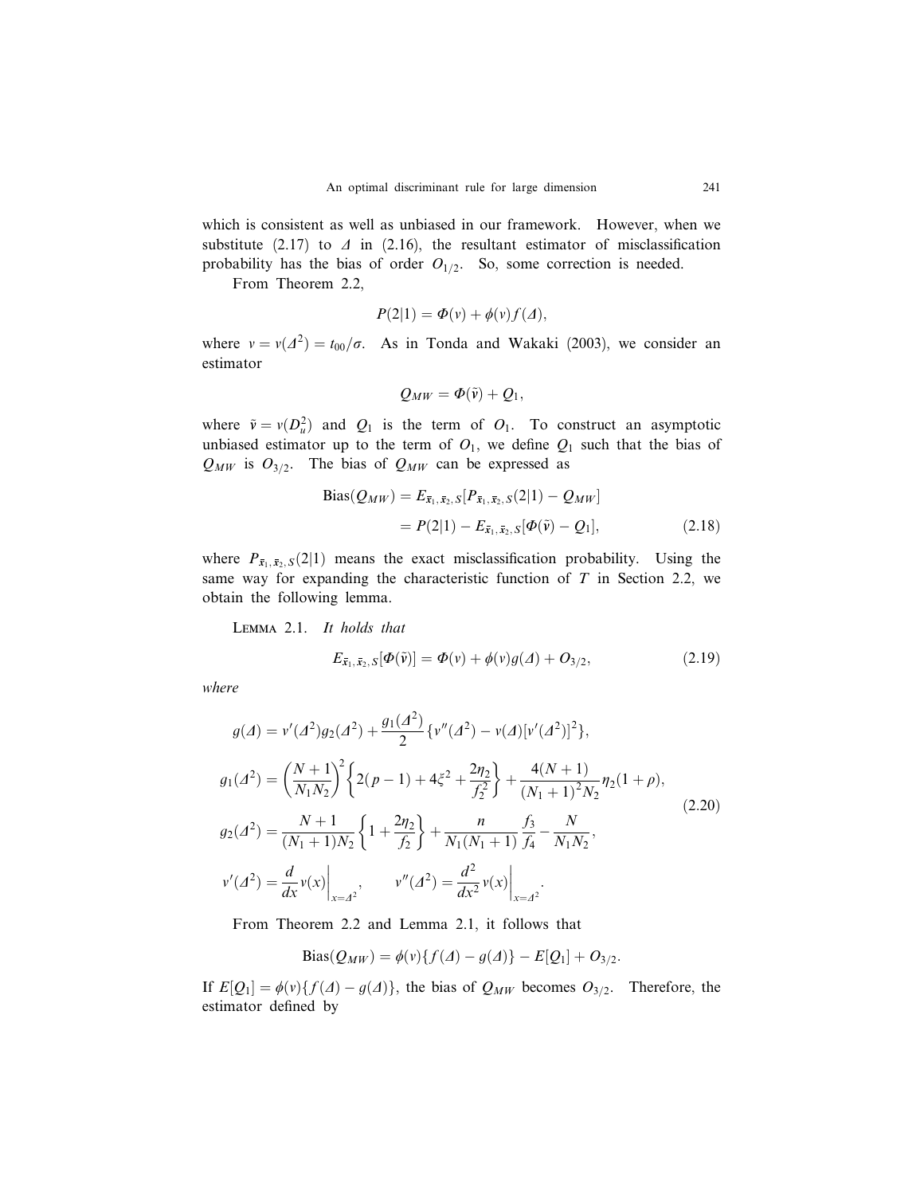which is consistent as well as unbiased in our framework. However, when we substitute (2.17) to $\Delta$ in (2.16), the resultant estimator of misclassification probability has the bias of order $O_{1/2}$. So, some correction is needed.

From Theorem 2.2,

$$P(2|1) = \Phi(v) + \phi(v) f(\Delta),$$

where $v = v(\Delta^2) = t_{00}/\sigma$. As in Tonda and Wakaki (2003), we consider an estimator

$$Q_{MW} = \Phi(\tilde{v}) + Q_1,$$

where $\tilde{v} = v(D_u^2)$ and $Q_1$ is the term of $O_1$. To construct an asymptotic unbiased estimator up to the term of $O_1$, we define $Q_1$ such that the bias of $Q_{MW}$ is $O_{3/2}$. The bias of $Q_{MW}$ can be expressed as

$$\begin{aligned}
\mathrm{Bias}(Q_{MW}) &= E_{\bar{x}_1, \bar{x}_2, S}[P_{\bar{x}_1, \bar{x}_2, S}(2|1) - Q_{MW}] \\
&= P(2|1) - E_{\bar{x}_1, \bar{x}_2, S}[\Phi(\tilde{v}) - Q_1],
\end{aligned} \tag{2.18}$$

where $P_{\bar{x}_1, \bar{x}_2, S}(2|1)$ means the exact misclassification probability. Using the same way for expanding the characteristic function of $T$ in Section 2.2, we obtain the following lemma.

Lemma 2.1. *It holds that*

$$E_{\bar{x}_1, \bar{x}_2, S}[\Phi(\tilde{v})] = \Phi(v) + \phi(v) g(\Delta) + O_{3/2}, \tag{2.19}$$

*where*

$$\begin{aligned}
g(\Delta) &= v'(\Delta^2) g_2(\Delta^2) + \frac{g_1(\Delta^2)}{2}\{v''(\Delta^2) - v(\Delta)[v'(\Delta^2)]^2\}, \\
g_1(\Delta^2) &= \left(\frac{N+1}{N_1 N_2}\right)^2 \left\{2(p-1) + 4\xi^2 + \frac{2\eta_2}{f_2^2}\right\} + \frac{4(N+1)}{(N_1+1)^2 N_2}\eta_2(1+\rho), \\
g_2(\Delta^2) &= \frac{N+1}{(N_1+1)N_2}\left\{1 + \frac{2\eta_2}{f_2}\right\} + \frac{n}{N_1(N_1+1)}\frac{f_3}{f_4} - \frac{N}{N_1 N_2}, \\
v'(\Delta^2) &= \left.\frac{d}{dx} v(x)\right|_{x=\Delta^2}, \qquad v''(\Delta^2) = \left.\frac{d^2}{dx^2} v(x)\right|_{x=\Delta^2}.
\end{aligned} \tag{2.20}$$

From Theorem 2.2 and Lemma 2.1, it follows that

$$\mathrm{Bias}(Q_{MW}) = \phi(v)\{f(\Delta) - g(\Delta)\} - E[Q_1] + O_{3/2}.$$

If $E[Q_1] = \phi(v)\{f(\Delta) - g(\Delta)\}$, the bias of $Q_{MW}$ becomes $O_{3/2}$. Therefore, the estimator defined by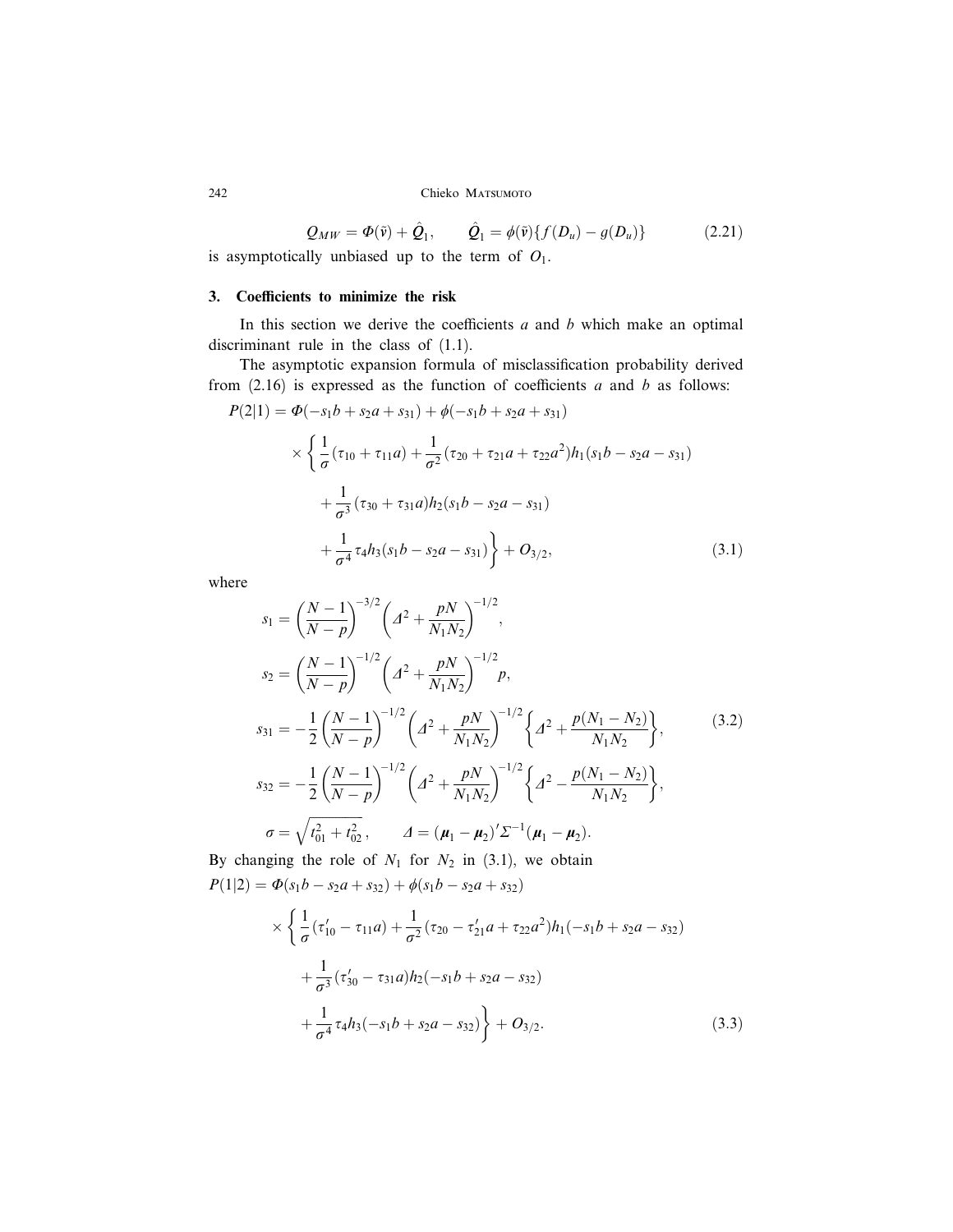$$Q_{MW} = \Phi(\tilde{v}) + \hat{Q}_1, \qquad \hat{Q}_1 = \phi(\tilde{v})\{f(D_u) - g(D_u)\} \tag{2.21}$$

is asymptotically unbiased up to the term of $O_1$.

## 3. Coefficients to minimize the risk

In this section we derive the coefficients $a$ and $b$ which make an optimal discriminant rule in the class of (1.1).

The asymptotic expansion formula of misclassification probability derived from (2.16) is expressed as the function of coefficients $a$ and $b$ as follows:

$$\begin{aligned}
P(2|1) = {} & \Phi(-s_1 b + s_2 a + s_{31}) + \phi(-s_1 b + s_2 a + s_{31}) \\
& \times \left\{ \frac{1}{\sigma}(\tau_{10} + \tau_{11} a) + \frac{1}{\sigma^2}(\tau_{20} + \tau_{21} a + \tau_{22} a^2) h_1(s_1 b - s_2 a - s_{31}) \right. \\
& + \frac{1}{\sigma^3}(\tau_{30} + \tau_{31} a) h_2(s_1 b - s_2 a - s_{31}) \\
& \left. + \frac{1}{\sigma^4} \tau_4 h_3(s_1 b - s_2 a - s_{31}) \right\} + O_{3/2},
\end{aligned} \tag{3.1}$$

where

$$\begin{aligned}
s_1 &= \left(\frac{N-1}{N-p}\right)^{-3/2} \left(\Delta^2 + \frac{pN}{N_1 N_2}\right)^{-1/2}, \\
s_2 &= \left(\frac{N-1}{N-p}\right)^{-1/2} \left(\Delta^2 + \frac{pN}{N_1 N_2}\right)^{-1/2} p, \\
s_{31} &= -\frac{1}{2}\left(\frac{N-1}{N-p}\right)^{-1/2} \left(\Delta^2 + \frac{pN}{N_1 N_2}\right)^{-1/2} \left\{\Delta^2 + \frac{p(N_1 - N_2)}{N_1 N_2}\right\}, \\
s_{32} &= -\frac{1}{2}\left(\frac{N-1}{N-p}\right)^{-1/2} \left(\Delta^2 + \frac{pN}{N_1 N_2}\right)^{-1/2} \left\{\Delta^2 - \frac{p(N_1 - N_2)}{N_1 N_2}\right\}, \\
\sigma &= \sqrt{t_{01}^2 + t_{02}^2}, \qquad \Delta = (\boldsymbol{\mu}_1 - \boldsymbol{\mu}_2)' \Sigma^{-1} (\boldsymbol{\mu}_1 - \boldsymbol{\mu}_2).
\end{aligned} \tag{3.2}$$

By changing the role of $N_1$ for $N_2$ in (3.1), we obtain

$$\begin{aligned}
P(1|2) = {} & \Phi(s_1 b - s_2 a + s_{32}) + \phi(s_1 b - s_2 a + s_{32}) \\
& \times \left\{ \frac{1}{\sigma}(\tau_{10}' - \tau_{11} a) + \frac{1}{\sigma^2}(\tau_{20} - \tau_{21}' a + \tau_{22} a^2) h_1(-s_1 b + s_2 a - s_{32}) \right. \\
& + \frac{1}{\sigma^3}(\tau_{30}' - \tau_{31} a) h_2(-s_1 b + s_2 a - s_{32}) \\
& \left. + \frac{1}{\sigma^4} \tau_4 h_3(-s_1 b + s_2 a - s_{32}) \right\} + O_{3/2}.
\end{aligned} \tag{3.3}$$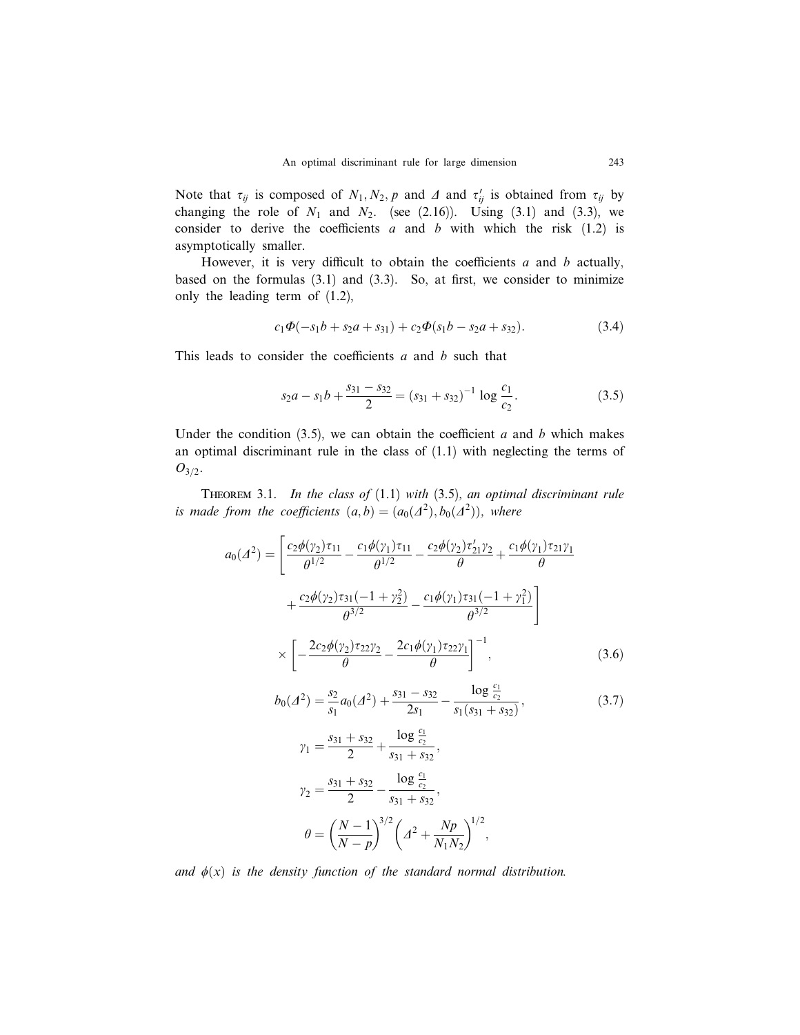Note that $\tau_{ij}$ is composed of $N_1, N_2, p$ and $\Delta$ and $\tau'_{ij}$ is obtained from $\tau_{ij}$ by changing the role of $N_1$ and $N_2$. (see (2.16)). Using (3.1) and (3.3), we consider to derive the coefficients $a$ and $b$ with which the risk (1.2) is asymptotically smaller.

However, it is very difficult to obtain the coefficients $a$ and $b$ actually, based on the formulas (3.1) and (3.3). So, at first, we consider to minimize only the leading term of (1.2),

$$c_1\Phi(-s_1 b + s_2 a + s_{31}) + c_2\Phi(s_1 b - s_2 a + s_{32}). \tag{3.4}$$

This leads to consider the coefficients $a$ and $b$ such that

$$s_2 a - s_1 b + \frac{s_{31} - s_{32}}{2} = (s_{31} + s_{32})^{-1} \log \frac{c_1}{c_2}. \tag{3.5}$$

Under the condition (3.5), we can obtain the coefficient $a$ and $b$ which makes an optimal discriminant rule in the class of (1.1) with neglecting the terms of $O_{3/2}$.

**Theorem 3.1.** *In the class of* (1.1) *with* (3.5), *an optimal discriminant rule is made from the coefficients* $(a, b) = (a_0(\Delta^2), b_0(\Delta^2))$, *where*

$$\begin{aligned}
a_0(\Delta^2) = \Bigg[ &\frac{c_2\phi(\gamma_2)\tau_{11}}{\theta^{1/2}} - \frac{c_1\phi(\gamma_1)\tau_{11}}{\theta^{1/2}} - \frac{c_2\phi(\gamma_2)\tau'_{21}\gamma_2}{\theta} + \frac{c_1\phi(\gamma_1)\tau_{21}\gamma_1}{\theta} \\
&+ \frac{c_2\phi(\gamma_2)\tau_{31}(-1+\gamma_2^2)}{\theta^{3/2}} - \frac{c_1\phi(\gamma_1)\tau_{31}(-1+\gamma_1^2)}{\theta^{3/2}} \Bigg] \\
&\times \left[ -\frac{2c_2\phi(\gamma_2)\tau_{22}\gamma_2}{\theta} - \frac{2c_1\phi(\gamma_1)\tau_{22}\gamma_1}{\theta} \right]^{-1},
\end{aligned} \tag{3.6}$$

$$b_0(\Delta^2) = \frac{s_2}{s_1} a_0(\Delta^2) + \frac{s_{31} - s_{32}}{2s_1} - \frac{\log \frac{c_1}{c_2}}{s_1(s_{31} + s_{32})}, \tag{3.7}$$

$$\gamma_1 = \frac{s_{31} + s_{32}}{2} + \frac{\log \frac{c_1}{c_2}}{s_{31} + s_{32}},$$

$$\gamma_2 = \frac{s_{31} + s_{32}}{2} - \frac{\log \frac{c_1}{c_2}}{s_{31} + s_{32}},$$

$$\theta = \left(\frac{N-1}{N-p}\right)^{3/2} \left(\Delta^2 + \frac{Np}{N_1 N_2}\right)^{1/2},$$

*and* $\phi(x)$ *is the density function of the standard normal distribution.*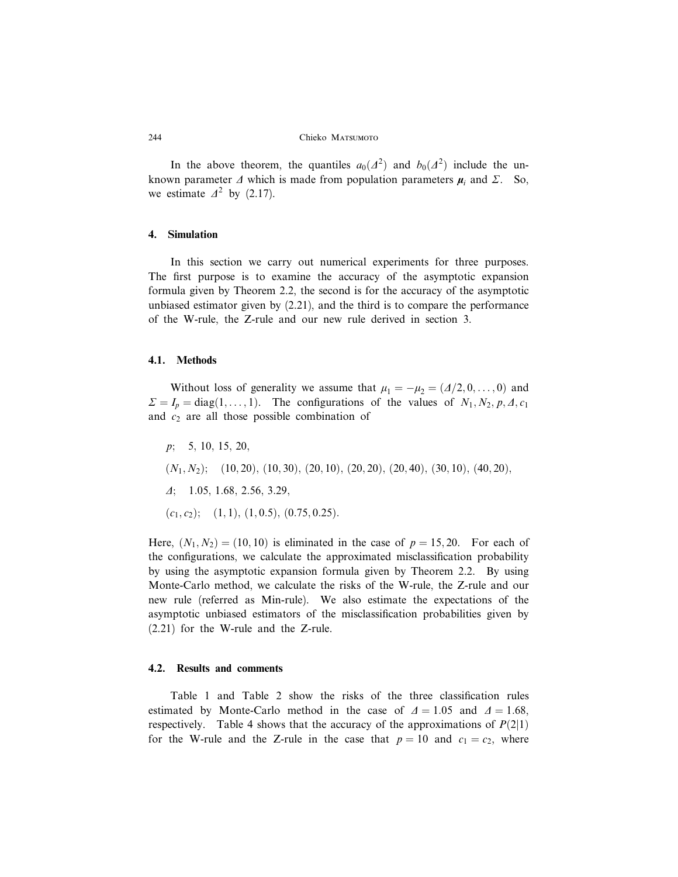In the above theorem, the quantiles $a_0(\Delta^2)$ and $b_0(\Delta^2)$ include the unknown parameter $\Delta$ which is made from population parameters $\boldsymbol{\mu}_i$ and $\Sigma$. So, we estimate $\Delta^2$ by (2.17).

## 4. Simulation

In this section we carry out numerical experiments for three purposes. The first purpose is to examine the accuracy of the asymptotic expansion formula given by Theorem 2.2, the second is for the accuracy of the asymptotic unbiased estimator given by (2.21), and the third is to compare the performance of the W-rule, the Z-rule and our new rule derived in section 3.

### 4.1. Methods

Without loss of generality we assume that $\mu_1 = -\mu_2 = (\Delta/2, 0, \dots, 0)$ and $\Sigma = I_p = \mathrm{diag}(1, \dots, 1)$. The configurations of the values of $N_1, N_2, p, \Delta, c_1$ and $c_2$ are all those possible combination of

$p$; 5, 10, 15, 20,

$(N_1, N_2)$; $(10, 20)$, $(10, 30)$, $(20, 10)$, $(20, 20)$, $(20, 40)$, $(30, 10)$, $(40, 20)$,

$\Delta$; 1.05, 1.68, 2.56, 3.29,

$(c_1, c_2)$; $(1, 1)$, $(1, 0.5)$, $(0.75, 0.25)$.

Here, $(N_1, N_2) = (10, 10)$ is eliminated in the case of $p = 15, 20$. For each of the configurations, we calculate the approximated misclassification probability by using the asymptotic expansion formula given by Theorem 2.2. By using Monte-Carlo method, we calculate the risks of the W-rule, the Z-rule and our new rule (referred as Min-rule). We also estimate the expectations of the asymptotic unbiased estimators of the misclassification probabilities given by (2.21) for the W-rule and the Z-rule.

### 4.2. Results and comments

Table 1 and Table 2 show the risks of the three classification rules estimated by Monte-Carlo method in the case of $\Delta = 1.05$ and $\Delta = 1.68$, respectively. Table 4 shows that the accuracy of the approximations of $P(2|1)$ for the W-rule and the Z-rule in the case that $p = 10$ and $c_1 = c_2$, where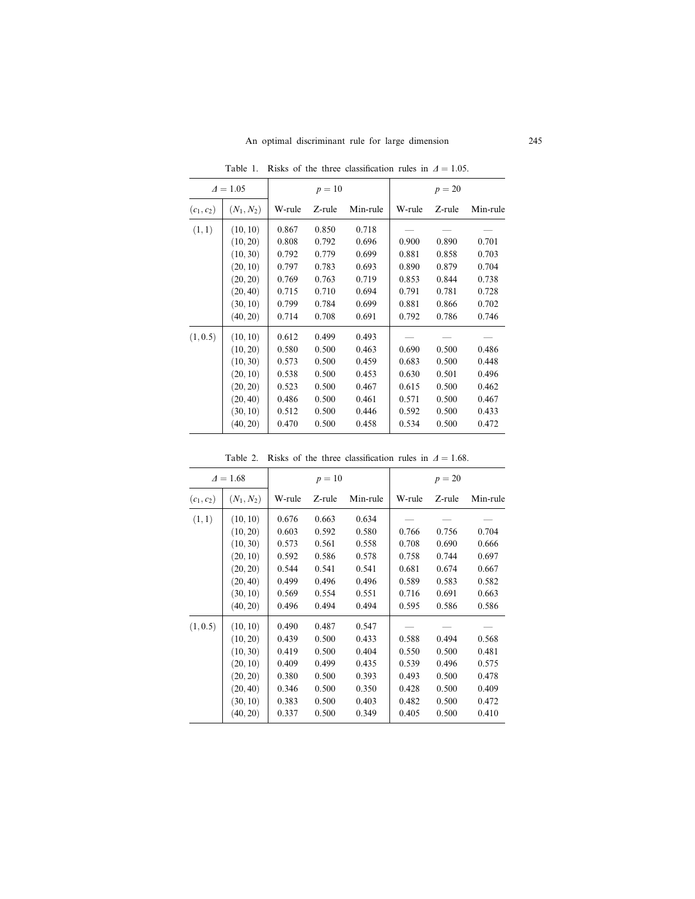Table 1. Risks of the three classification rules in $\Delta = 1.05$.

| $\Delta = 1.05$ | | $p = 10$ | | | $p = 20$ | | |
|---|---|---|---|---|---|---|---|
| $(c_1, c_2)$ | $(N_1, N_2)$ | W-rule | Z-rule | Min-rule | W-rule | Z-rule | Min-rule |
| $(1, 1)$ | $(10, 10)$ | 0.867 | 0.850 | 0.718 | — | — | — |
| | $(10, 20)$ | 0.808 | 0.792 | 0.696 | 0.900 | 0.890 | 0.701 |
| | $(10, 30)$ | 0.792 | 0.779 | 0.699 | 0.881 | 0.858 | 0.703 |
| | $(20, 10)$ | 0.797 | 0.783 | 0.693 | 0.890 | 0.879 | 0.704 |
| | $(20, 20)$ | 0.769 | 0.763 | 0.719 | 0.853 | 0.844 | 0.738 |
| | $(20, 40)$ | 0.715 | 0.710 | 0.694 | 0.791 | 0.781 | 0.728 |
| | $(30, 10)$ | 0.799 | 0.784 | 0.699 | 0.881 | 0.866 | 0.702 |
| | $(40, 20)$ | 0.714 | 0.708 | 0.691 | 0.792 | 0.786 | 0.746 |
| $(1, 0.5)$ | $(10, 10)$ | 0.612 | 0.499 | 0.493 | — | — | — |
| | $(10, 20)$ | 0.580 | 0.500 | 0.463 | 0.690 | 0.500 | 0.486 |
| | $(10, 30)$ | 0.573 | 0.500 | 0.459 | 0.683 | 0.500 | 0.448 |
| | $(20, 10)$ | 0.538 | 0.500 | 0.453 | 0.630 | 0.501 | 0.496 |
| | $(20, 20)$ | 0.523 | 0.500 | 0.467 | 0.615 | 0.500 | 0.462 |
| | $(20, 40)$ | 0.486 | 0.500 | 0.461 | 0.571 | 0.500 | 0.467 |
| | $(30, 10)$ | 0.512 | 0.500 | 0.446 | 0.592 | 0.500 | 0.433 |
| | $(40, 20)$ | 0.470 | 0.500 | 0.458 | 0.534 | 0.500 | 0.472 |

Table 2. Risks of the three classification rules in $\Delta = 1.68$.

| $\Delta = 1.68$ | | $p = 10$ | | | $p = 20$ | | |
|---|---|---|---|---|---|---|---|
| $(c_1, c_2)$ | $(N_1, N_2)$ | W-rule | Z-rule | Min-rule | W-rule | Z-rule | Min-rule |
| $(1, 1)$ | $(10, 10)$ | 0.676 | 0.663 | 0.634 | — | — | — |
| | $(10, 20)$ | 0.603 | 0.592 | 0.580 | 0.766 | 0.756 | 0.704 |
| | $(10, 30)$ | 0.573 | 0.561 | 0.558 | 0.708 | 0.690 | 0.666 |
| | $(20, 10)$ | 0.592 | 0.586 | 0.578 | 0.758 | 0.744 | 0.697 |
| | $(20, 20)$ | 0.544 | 0.541 | 0.541 | 0.681 | 0.674 | 0.667 |
| | $(20, 40)$ | 0.499 | 0.496 | 0.496 | 0.589 | 0.583 | 0.582 |
| | $(30, 10)$ | 0.569 | 0.554 | 0.551 | 0.716 | 0.691 | 0.663 |
| | $(40, 20)$ | 0.496 | 0.494 | 0.494 | 0.595 | 0.586 | 0.586 |
| $(1, 0.5)$ | $(10, 10)$ | 0.490 | 0.487 | 0.547 | — | — | — |
| | $(10, 20)$ | 0.439 | 0.500 | 0.433 | 0.588 | 0.494 | 0.568 |
| | $(10, 30)$ | 0.419 | 0.500 | 0.404 | 0.550 | 0.500 | 0.481 |
| | $(20, 10)$ | 0.409 | 0.499 | 0.435 | 0.539 | 0.496 | 0.575 |
| | $(20, 20)$ | 0.380 | 0.500 | 0.393 | 0.493 | 0.500 | 0.478 |
| | $(20, 40)$ | 0.346 | 0.500 | 0.350 | 0.428 | 0.500 | 0.409 |
| | $(30, 10)$ | 0.383 | 0.500 | 0.403 | 0.482 | 0.500 | 0.472 |
| | $(40, 20)$ | 0.337 | 0.500 | 0.349 | 0.405 | 0.500 | 0.410 |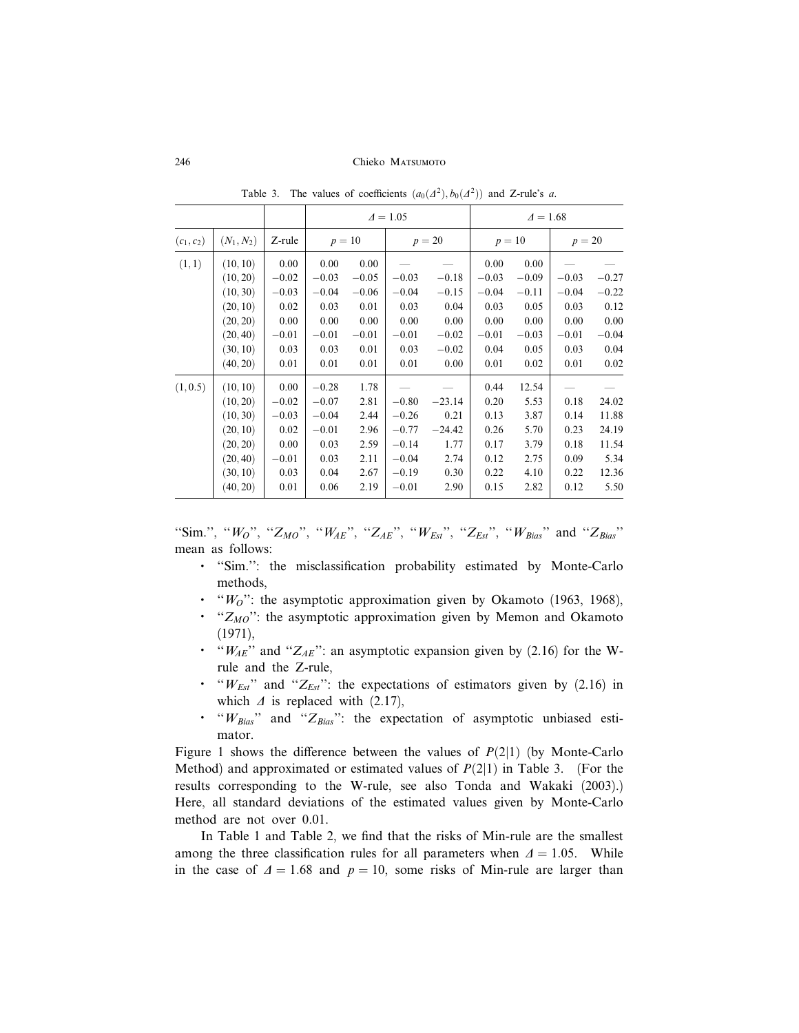Table 3. The values of coefficients $(a_0(\Delta^2), b_0(\Delta^2))$ and Z-rule's $a$.

| | | | $\Delta = 1.05$ | | | | $\Delta = 1.68$ | | | |
|---|---|---|---|---|---|---|---|---|---|---|
| $(c_1, c_2)$ | $(N_1, N_2)$ | Z-rule | $p = 10$ | | $p = 20$ | | $p = 10$ | | $p = 20$ | |
| $(1, 1)$ | $(10, 10)$ | 0.00 | 0.00 | 0.00 | — | — | 0.00 | 0.00 | — | — |
| | $(10, 20)$ | $-0.02$ | $-0.03$ | $-0.05$ | $-0.03$ | $-0.18$ | $-0.03$ | $-0.09$ | $-0.03$ | $-0.27$ |
| | $(10, 30)$ | $-0.03$ | $-0.04$ | $-0.06$ | $-0.04$ | $-0.15$ | $-0.04$ | $-0.11$ | $-0.04$ | $-0.22$ |
| | $(20, 10)$ | 0.02 | 0.03 | 0.01 | 0.03 | 0.04 | 0.03 | 0.05 | 0.03 | 0.12 |
| | $(20, 20)$ | 0.00 | 0.00 | 0.00 | 0.00 | 0.00 | 0.00 | 0.00 | 0.00 | 0.00 |
| | $(20, 40)$ | $-0.01$ | $-0.01$ | $-0.01$ | $-0.01$ | $-0.02$ | $-0.01$ | $-0.03$ | $-0.01$ | $-0.04$ |
| | $(30, 10)$ | 0.03 | 0.03 | 0.01 | 0.03 | $-0.02$ | 0.04 | 0.05 | 0.03 | 0.04 |
| | $(40, 20)$ | 0.01 | 0.01 | 0.01 | 0.01 | 0.00 | 0.01 | 0.02 | 0.01 | 0.02 |
| $(1, 0.5)$ | $(10, 10)$ | 0.00 | $-0.28$ | 1.78 | — | — | 0.44 | 12.54 | — | — |
| | $(10, 20)$ | $-0.02$ | $-0.07$ | 2.81 | $-0.80$ | $-23.14$ | 0.20 | 5.53 | 0.18 | 24.02 |
| | $(10, 30)$ | $-0.03$ | $-0.04$ | 2.44 | $-0.26$ | 0.21 | 0.13 | 3.87 | 0.14 | 11.88 |
| | $(20, 10)$ | 0.02 | $-0.01$ | 2.96 | $-0.77$ | $-24.42$ | 0.26 | 5.70 | 0.23 | 24.19 |
| | $(20, 20)$ | 0.00 | 0.03 | 2.59 | $-0.14$ | 1.77 | 0.17 | 3.79 | 0.18 | 11.54 |
| | $(20, 40)$ | $-0.01$ | 0.03 | 2.11 | $-0.04$ | 2.74 | 0.12 | 2.75 | 0.09 | 5.34 |
| | $(30, 10)$ | 0.03 | 0.04 | 2.67 | $-0.19$ | 0.30 | 0.22 | 4.10 | 0.22 | 12.36 |
| | $(40, 20)$ | 0.01 | 0.06 | 2.19 | $-0.01$ | 2.90 | 0.15 | 2.82 | 0.12 | 5.50 |

"Sim.", "$W_O$", "$Z_{MO}$", "$W_{AE}$", "$Z_{AE}$", "$W_{Est}$", "$Z_{Est}$", "$W_{Bias}$" and "$Z_{Bias}$" mean as follows:

- "Sim.": the misclassification probability estimated by Monte-Carlo methods,
- "$W_O$": the asymptotic approximation given by Okamoto (1963, 1968),
- "$Z_{MO}$": the asymptotic approximation given by Memon and Okamoto (1971),
- "$W_{AE}$" and "$Z_{AE}$": an asymptotic expansion given by (2.16) for the W-rule and the Z-rule,
- "$W_{Est}$" and "$Z_{Est}$": the expectations of estimators given by (2.16) in which $\Delta$ is replaced with (2.17),
- "$W_{Bias}$" and "$Z_{Bias}$": the expectation of asymptotic unbiased estimator.

Figure 1 shows the difference between the values of $P(2|1)$ (by Monte-Carlo Method) and approximated or estimated values of $P(2|1)$ in Table 3. (For the results corresponding to the W-rule, see also Tonda and Wakaki (2003).) Here, all standard deviations of the estimated values given by Monte-Carlo method are not over 0.01.

In Table 1 and Table 2, we find that the risks of Min-rule are the smallest among the three classification rules for all parameters when $\Delta = 1.05$. While in the case of $\Delta = 1.68$ and $p = 10$, some risks of Min-rule are larger than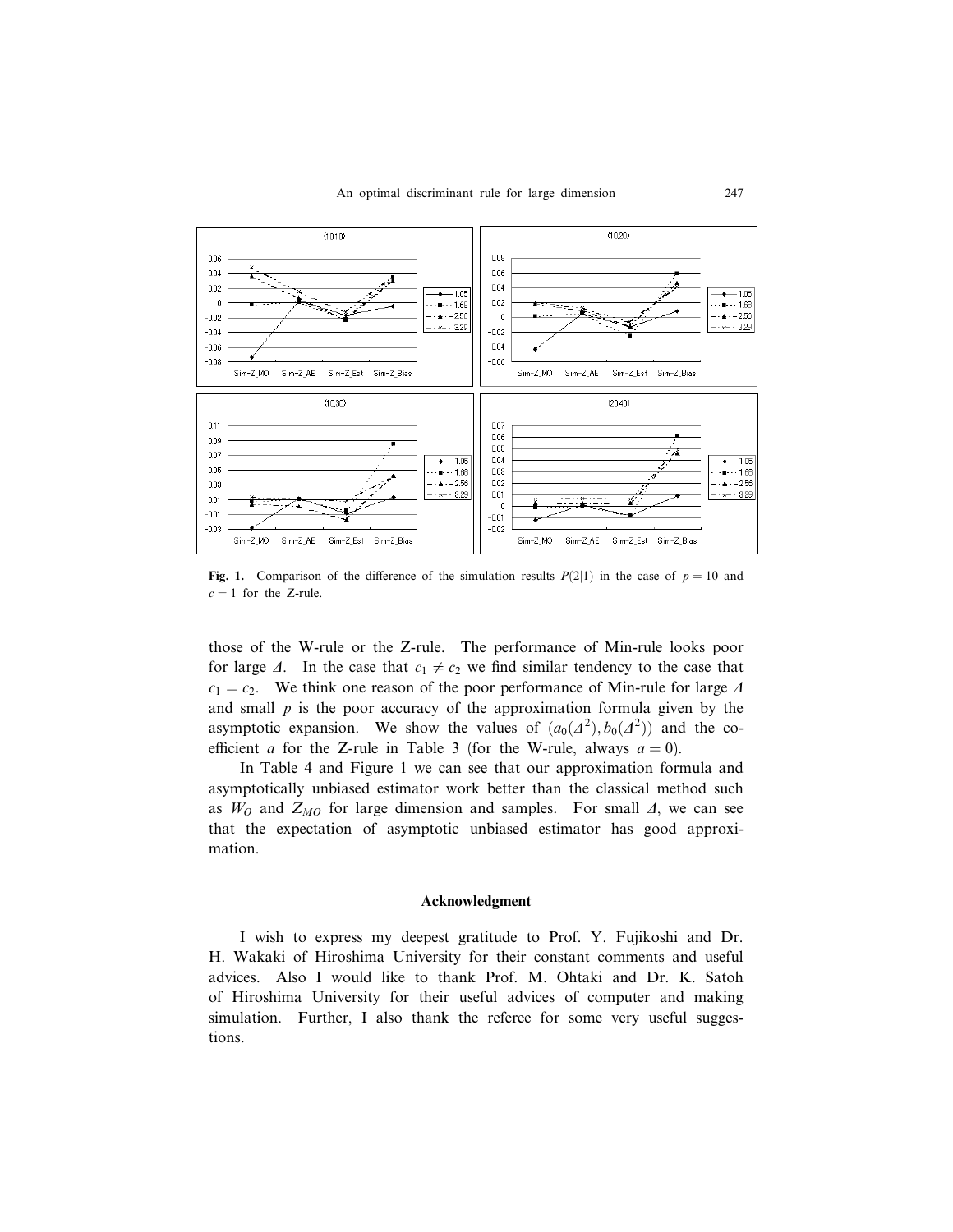**Fig. 1.** Comparison of the difference of the simulation results $P(2|1)$ in the case of $p = 10$ and $c = 1$ for the Z-rule.

those of the W-rule or the Z-rule. The performance of Min-rule looks poor for large $\Delta$. In the case that $c_1 \neq c_2$ we find similar tendency to the case that $c_1 = c_2$. We think one reason of the poor performance of Min-rule for large $\Delta$ and small $p$ is the poor accuracy of the approximation formula given by the asymptotic expansion. We show the values of $(a_0(\Delta^2), b_0(\Delta^2))$ and the coefficient $a$ for the Z-rule in Table 3 (for the W-rule, always $a = 0$).

In Table 4 and Figure 1 we can see that our approximation formula and asymptotically unbiased estimator work better than the classical method such as $W_O$ and $Z_{MO}$ for large dimension and samples. For small $\Delta$, we can see that the expectation of asymptotic unbiased estimator has good approximation.

## Acknowledgment

I wish to express my deepest gratitude to Prof. Y. Fujikoshi and Dr. H. Wakaki of Hiroshima University for their constant comments and useful advices. Also I would like to thank Prof. M. Ohtaki and Dr. K. Satoh of Hiroshima University for their useful advices of computer and making simulation. Further, I also thank the referee for some very useful suggestions.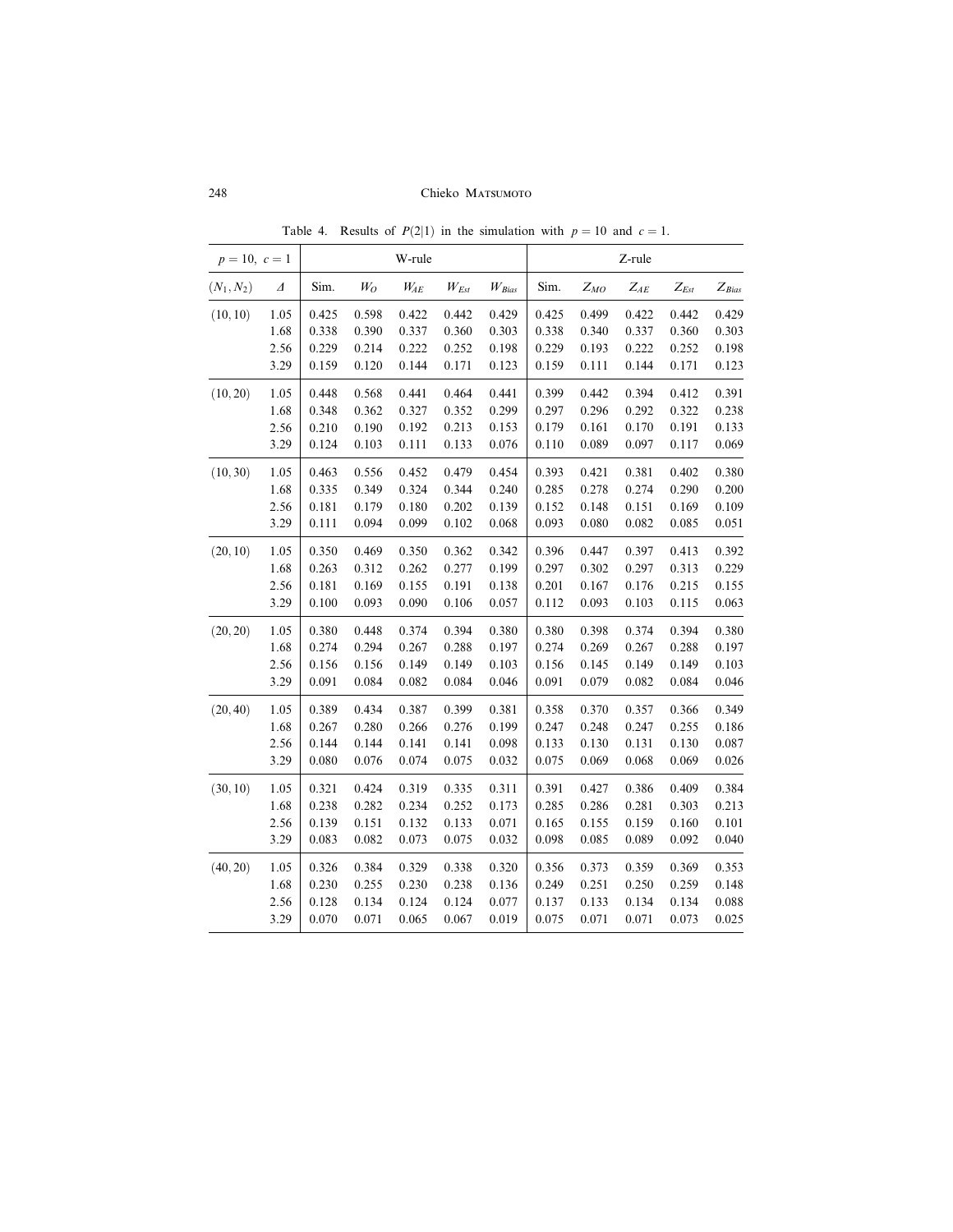Table 4. Results of $P(2|1)$ in the simulation with $p = 10$ and $c = 1$.

| $p = 10,\ c = 1$ | | W-rule | | | | | Z-rule | | | | |
|---|---|---|---|---|---|---|---|---|---|---|---|
| $(N_1, N_2)$ | $\Delta$ | Sim. | $W_O$ | $W_{AE}$ | $W_{Est}$ | $W_{Bias}$ | Sim. | $Z_{MO}$ | $Z_{AE}$ | $Z_{Est}$ | $Z_{Bias}$ |
| $(10, 10)$ | 1.05 | 0.425 | 0.598 | 0.422 | 0.442 | 0.429 | 0.425 | 0.499 | 0.422 | 0.442 | 0.429 |
| | 1.68 | 0.338 | 0.390 | 0.337 | 0.360 | 0.303 | 0.338 | 0.340 | 0.337 | 0.360 | 0.303 |
| | 2.56 | 0.229 | 0.214 | 0.222 | 0.252 | 0.198 | 0.229 | 0.193 | 0.222 | 0.252 | 0.198 |
| | 3.29 | 0.159 | 0.120 | 0.144 | 0.171 | 0.123 | 0.159 | 0.111 | 0.144 | 0.171 | 0.123 |
| $(10, 20)$ | 1.05 | 0.448 | 0.568 | 0.441 | 0.464 | 0.441 | 0.399 | 0.442 | 0.394 | 0.412 | 0.391 |
| | 1.68 | 0.348 | 0.362 | 0.327 | 0.352 | 0.299 | 0.297 | 0.296 | 0.292 | 0.322 | 0.238 |
| | 2.56 | 0.210 | 0.190 | 0.192 | 0.213 | 0.153 | 0.179 | 0.161 | 0.170 | 0.191 | 0.133 |
| | 3.29 | 0.124 | 0.103 | 0.111 | 0.133 | 0.076 | 0.110 | 0.089 | 0.097 | 0.117 | 0.069 |
| $(10, 30)$ | 1.05 | 0.463 | 0.556 | 0.452 | 0.479 | 0.454 | 0.393 | 0.421 | 0.381 | 0.402 | 0.380 |
| | 1.68 | 0.335 | 0.349 | 0.324 | 0.344 | 0.240 | 0.285 | 0.278 | 0.274 | 0.290 | 0.200 |
| | 2.56 | 0.181 | 0.179 | 0.180 | 0.202 | 0.139 | 0.152 | 0.148 | 0.151 | 0.169 | 0.109 |
| | 3.29 | 0.111 | 0.094 | 0.099 | 0.102 | 0.068 | 0.093 | 0.080 | 0.082 | 0.085 | 0.051 |
| $(20, 10)$ | 1.05 | 0.350 | 0.469 | 0.350 | 0.362 | 0.342 | 0.396 | 0.447 | 0.397 | 0.413 | 0.392 |
| | 1.68 | 0.263 | 0.312 | 0.262 | 0.277 | 0.199 | 0.297 | 0.302 | 0.297 | 0.313 | 0.229 |
| | 2.56 | 0.181 | 0.169 | 0.155 | 0.191 | 0.138 | 0.201 | 0.167 | 0.176 | 0.215 | 0.155 |
| | 3.29 | 0.100 | 0.093 | 0.090 | 0.106 | 0.057 | 0.112 | 0.093 | 0.103 | 0.115 | 0.063 |
| $(20, 20)$ | 1.05 | 0.380 | 0.448 | 0.374 | 0.394 | 0.380 | 0.380 | 0.398 | 0.374 | 0.394 | 0.380 |
| | 1.68 | 0.274 | 0.294 | 0.267 | 0.288 | 0.197 | 0.274 | 0.269 | 0.267 | 0.288 | 0.197 |
| | 2.56 | 0.156 | 0.156 | 0.149 | 0.149 | 0.103 | 0.156 | 0.145 | 0.149 | 0.149 | 0.103 |
| | 3.29 | 0.091 | 0.084 | 0.082 | 0.084 | 0.046 | 0.091 | 0.079 | 0.082 | 0.084 | 0.046 |
| $(20, 40)$ | 1.05 | 0.389 | 0.434 | 0.387 | 0.399 | 0.381 | 0.358 | 0.370 | 0.357 | 0.366 | 0.349 |
| | 1.68 | 0.267 | 0.280 | 0.266 | 0.276 | 0.199 | 0.247 | 0.248 | 0.247 | 0.255 | 0.186 |
| | 2.56 | 0.144 | 0.144 | 0.141 | 0.141 | 0.098 | 0.133 | 0.130 | 0.131 | 0.130 | 0.087 |
| | 3.29 | 0.080 | 0.076 | 0.074 | 0.075 | 0.032 | 0.075 | 0.069 | 0.068 | 0.069 | 0.026 |
| $(30, 10)$ | 1.05 | 0.321 | 0.424 | 0.319 | 0.335 | 0.311 | 0.391 | 0.427 | 0.386 | 0.409 | 0.384 |
| | 1.68 | 0.238 | 0.282 | 0.234 | 0.252 | 0.173 | 0.285 | 0.286 | 0.281 | 0.303 | 0.213 |
| | 2.56 | 0.139 | 0.151 | 0.132 | 0.133 | 0.071 | 0.165 | 0.155 | 0.159 | 0.160 | 0.101 |
| | 3.29 | 0.083 | 0.082 | 0.073 | 0.075 | 0.032 | 0.098 | 0.085 | 0.089 | 0.092 | 0.040 |
| $(40, 20)$ | 1.05 | 0.326 | 0.384 | 0.329 | 0.338 | 0.320 | 0.356 | 0.373 | 0.359 | 0.369 | 0.353 |
| | 1.68 | 0.230 | 0.255 | 0.230 | 0.238 | 0.136 | 0.249 | 0.251 | 0.250 | 0.259 | 0.148 |
| | 2.56 | 0.128 | 0.134 | 0.124 | 0.124 | 0.077 | 0.137 | 0.133 | 0.134 | 0.134 | 0.088 |
| | 3.29 | 0.070 | 0.071 | 0.065 | 0.067 | 0.019 | 0.075 | 0.071 | 0.071 | 0.073 | 0.025 |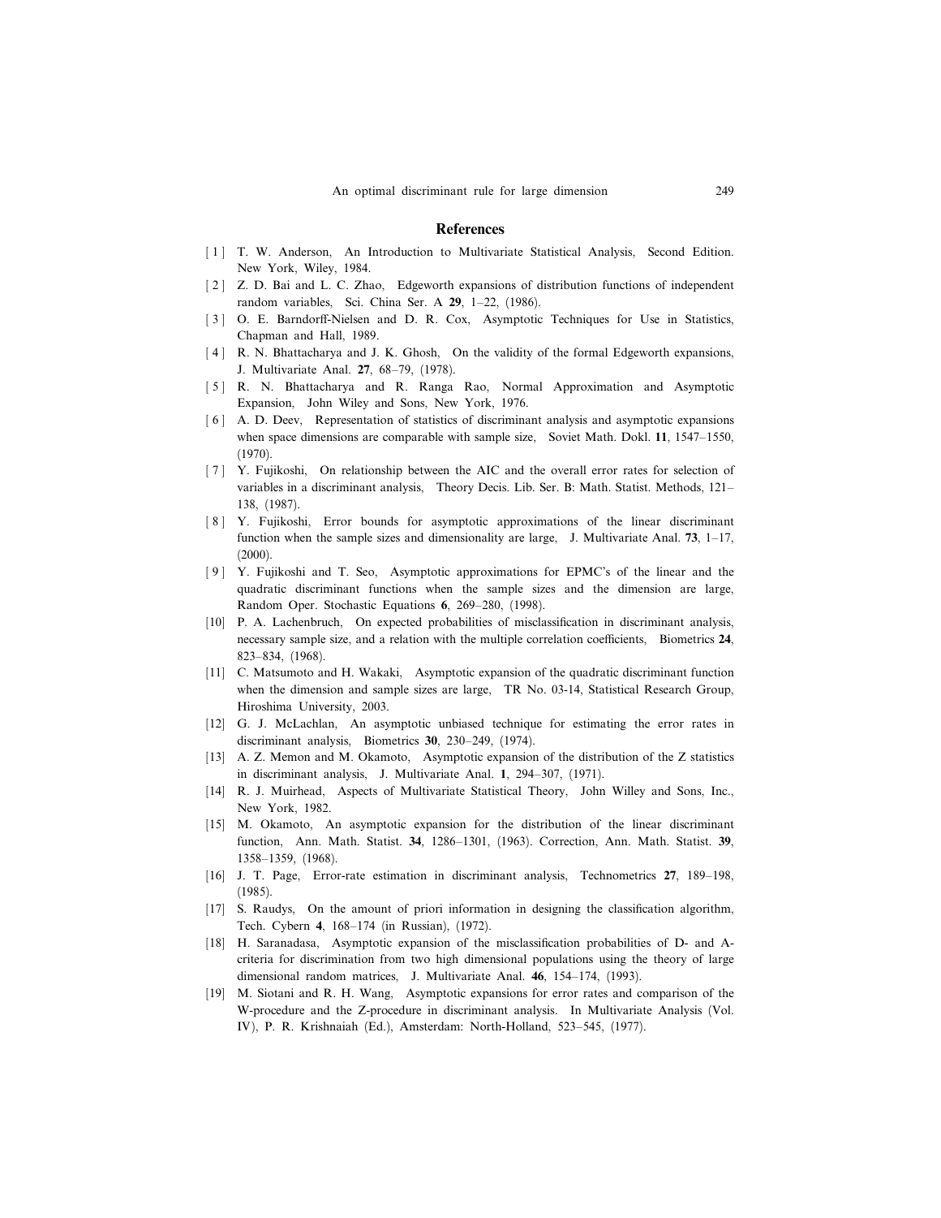## References

[1] T. W. Anderson, An Introduction to Multivariate Statistical Analysis, Second Edition. New York, Wiley, 1984.

[2] Z. D. Bai and L. C. Zhao, Edgeworth expansions of distribution functions of independent random variables, Sci. China Ser. A **29**, 1–22, (1986).

[3] O. E. Barndorff-Nielsen and D. R. Cox, Asymptotic Techniques for Use in Statistics, Chapman and Hall, 1989.

[4] R. N. Bhattacharya and J. K. Ghosh, On the validity of the formal Edgeworth expansions, J. Multivariate Anal. **27**, 68–79, (1978).

[5] R. N. Bhattacharya and R. Ranga Rao, Normal Approximation and Asymptotic Expansion, John Wiley and Sons, New York, 1976.

[6] A. D. Deev, Representation of statistics of discriminant analysis and asymptotic expansions when space dimensions are comparable with sample size, Soviet Math. Dokl. **11**, 1547–1550, (1970).

[7] Y. Fujikoshi, On relationship between the AIC and the overall error rates for selection of variables in a discriminant analysis, Theory Decis. Lib. Ser. B: Math. Statist. Methods, 121–138, (1987).

[8] Y. Fujikoshi, Error bounds for asymptotic approximations of the linear discriminant function when the sample sizes and dimensionality are large, J. Multivariate Anal. **73**, 1–17, (2000).

[9] Y. Fujikoshi and T. Seo, Asymptotic approximations for EPMC's of the linear and the quadratic discriminant functions when the sample sizes and the dimension are large, Random Oper. Stochastic Equations **6**, 269–280, (1998).

[10] P. A. Lachenbruch, On expected probabilities of misclassification in discriminant analysis, necessary sample size, and a relation with the multiple correlation coefficients, Biometrics **24**, 823–834, (1968).

[11] C. Matsumoto and H. Wakaki, Asymptotic expansion of the quadratic discriminant function when the dimension and sample sizes are large, TR No. 03-14, Statistical Research Group, Hiroshima University, 2003.

[12] G. J. McLachlan, An asymptotic unbiased technique for estimating the error rates in discriminant analysis, Biometrics **30**, 230–249, (1974).

[13] A. Z. Memon and M. Okamoto, Asymptotic expansion of the distribution of the Z statistics in discriminant analysis, J. Multivariate Anal. **1**, 294–307, (1971).

[14] R. J. Muirhead, Aspects of Multivariate Statistical Theory, John Willey and Sons, Inc., New York, 1982.

[15] M. Okamoto, An asymptotic expansion for the distribution of the linear discriminant function, Ann. Math. Statist. **34**, 1286–1301, (1963). Correction, Ann. Math. Statist. **39**, 1358–1359, (1968).

[16] J. T. Page, Error-rate estimation in discriminant analysis, Technometrics **27**, 189–198, (1985).

[17] S. Raudys, On the amount of priori information in designing the classification algorithm, Tech. Cybern **4**, 168–174 (in Russian), (1972).

[18] H. Saranadasa, Asymptotic expansion of the misclassification probabilities of D- and A-criteria for discrimination from two high dimensional populations using the theory of large dimensional random matrices, J. Multivariate Anal. **46**, 154–174, (1993).

[19] M. Siotani and R. H. Wang, Asymptotic expansions for error rates and comparison of the W-procedure and the Z-procedure in discriminant analysis. In Multivariate Analysis (Vol. IV), P. R. Krishnaiah (Ed.), Amsterdam: North-Holland, 523–545, (1977).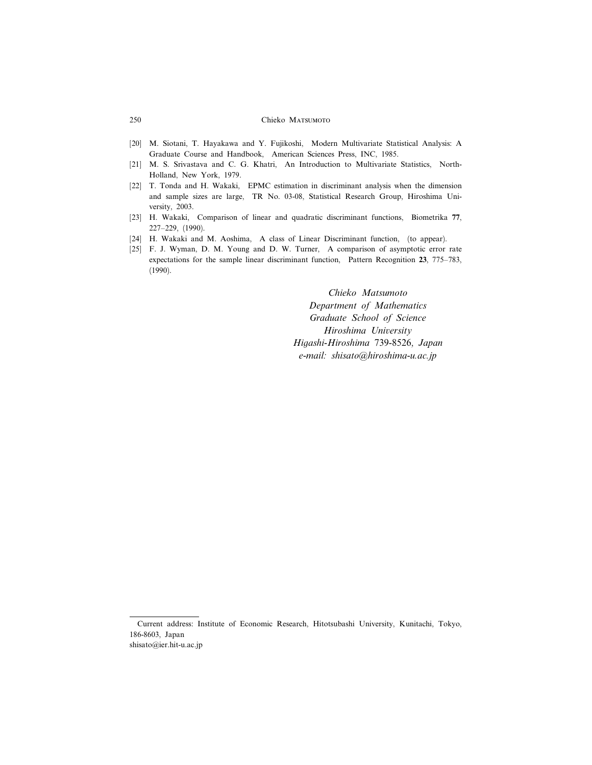[20] M. Siotani, T. Hayakawa and Y. Fujikoshi, Modern Multivariate Statistical Analysis: A Graduate Course and Handbook, American Sciences Press, INC, 1985.

[21] M. S. Srivastava and C. G. Khatri, An Introduction to Multivariate Statistics, North-Holland, New York, 1979.

[22] T. Tonda and H. Wakaki, EPMC estimation in discriminant analysis when the dimension and sample sizes are large, TR No. 03-08, Statistical Research Group, Hiroshima University, 2003.

[23] H. Wakaki, Comparison of linear and quadratic discriminant functions, Biometrika **77**, 227–229, (1990).

[24] H. Wakaki and M. Aoshima, A class of Linear Discriminant function, (to appear).

[25] F. J. Wyman, D. M. Young and D. W. Turner, A comparison of asymptotic error rate expectations for the sample linear discriminant function, Pattern Recognition **23**, 775–783, (1990).

*Chieko Matsumoto*
*Department of Mathematics*
*Graduate School of Science*
*Hiroshima University*
*Higashi-Hiroshima* 739-8526*, Japan*
*e-mail: shisato@hiroshima-u.ac.jp*

---

Current address: Institute of Economic Research, Hitotsubashi University, Kunitachi, Tokyo, 186-8603, Japan
shisato@ier.hit-u.ac.jp